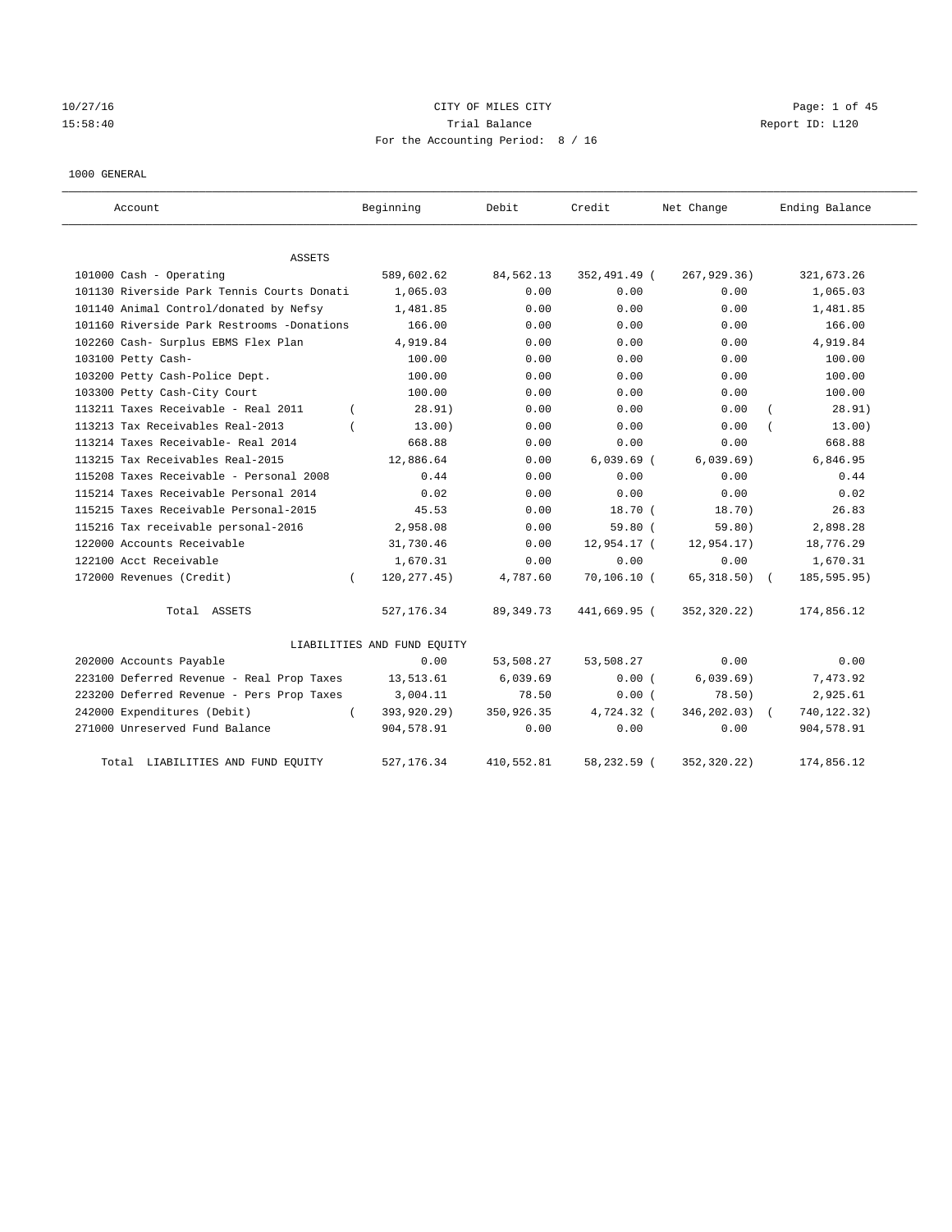10/27/16 CITY OF MILES CITY
15:58:40 Trial Balance Report ID: L120
For the Accounting Period: 8 / 16

1000 GENERAL

| Account | Beginning | Debit | Credit | Net Change | Ending Balance |
|---|---|---|---|---|---|
| ASSETS | | | | | |
| 101000 Cash - Operating | 589,602.62 | 84,562.13 | 352,491.49 | ( 267,929.36) | 321,673.26 |
| 101130 Riverside Park Tennis Courts Donati | 1,065.03 | 0.00 | 0.00 | 0.00 | 1,065.03 |
| 101140 Animal Control/donated by Nefsy | 1,481.85 | 0.00 | 0.00 | 0.00 | 1,481.85 |
| 101160 Riverside Park Restrooms -Donations | 166.00 | 0.00 | 0.00 | 0.00 | 166.00 |
| 102260 Cash- Surplus EBMS Flex Plan | 4,919.84 | 0.00 | 0.00 | 0.00 | 4,919.84 |
| 103100 Petty Cash- | 100.00 | 0.00 | 0.00 | 0.00 | 100.00 |
| 103200 Petty Cash-Police Dept. | 100.00 | 0.00 | 0.00 | 0.00 | 100.00 |
| 103300 Petty Cash-City Court | 100.00 | 0.00 | 0.00 | 0.00 | 100.00 |
| 113211 Taxes Receivable - Real 2011 | ( 28.91) | 0.00 | 0.00 | 0.00 | ( 28.91) |
| 113213 Tax Receivables Real-2013 | ( 13.00) | 0.00 | 0.00 | 0.00 | ( 13.00) |
| 113214 Taxes Receivable- Real 2014 | 668.88 | 0.00 | 0.00 | 0.00 | 668.88 |
| 113215 Tax Receivables Real-2015 | 12,886.64 | 0.00 | 6,039.69 | ( 6,039.69) | 6,846.95 |
| 115208 Taxes Receivable - Personal 2008 | 0.44 | 0.00 | 0.00 | 0.00 | 0.44 |
| 115214 Taxes Receivable Personal 2014 | 0.02 | 0.00 | 0.00 | 0.00 | 0.02 |
| 115215 Taxes Receivable Personal-2015 | 45.53 | 0.00 | 18.70 | ( 18.70) | 26.83 |
| 115216 Tax receivable personal-2016 | 2,958.08 | 0.00 | 59.80 | ( 59.80) | 2,898.28 |
| 122000 Accounts Receivable | 31,730.46 | 0.00 | 12,954.17 | ( 12,954.17) | 18,776.29 |
| 122100 Acct Receivable | 1,670.31 | 0.00 | 0.00 | 0.00 | 1,670.31 |
| 172000 Revenues (Credit) | ( 120,277.45) | 4,787.60 | 70,106.10 | ( 65,318.50) | ( 185,595.95) |
| Total ASSETS | 527,176.34 | 89,349.73 | 441,669.95 | ( 352,320.22) | 174,856.12 |
| LIABILITIES AND FUND EQUITY | | | | | |
| 202000 Accounts Payable | 0.00 | 53,508.27 | 53,508.27 | 0.00 | 0.00 |
| 223100 Deferred Revenue - Real Prop Taxes | 13,513.61 | 6,039.69 | 0.00 | ( 6,039.69) | 7,473.92 |
| 223200 Deferred Revenue - Pers Prop Taxes | 3,004.11 | 78.50 | 0.00 | ( 78.50) | 2,925.61 |
| 242000 Expenditures (Debit) | ( 393,920.29) | 350,926.35 | 4,724.32 | ( 346,202.03) | ( 740,122.32) |
| 271000 Unreserved Fund Balance | 904,578.91 | 0.00 | 0.00 | 0.00 | 904,578.91 |
| Total LIABILITIES AND FUND EQUITY | 527,176.34 | 410,552.81 | 58,232.59 | ( 352,320.22) | 174,856.12 |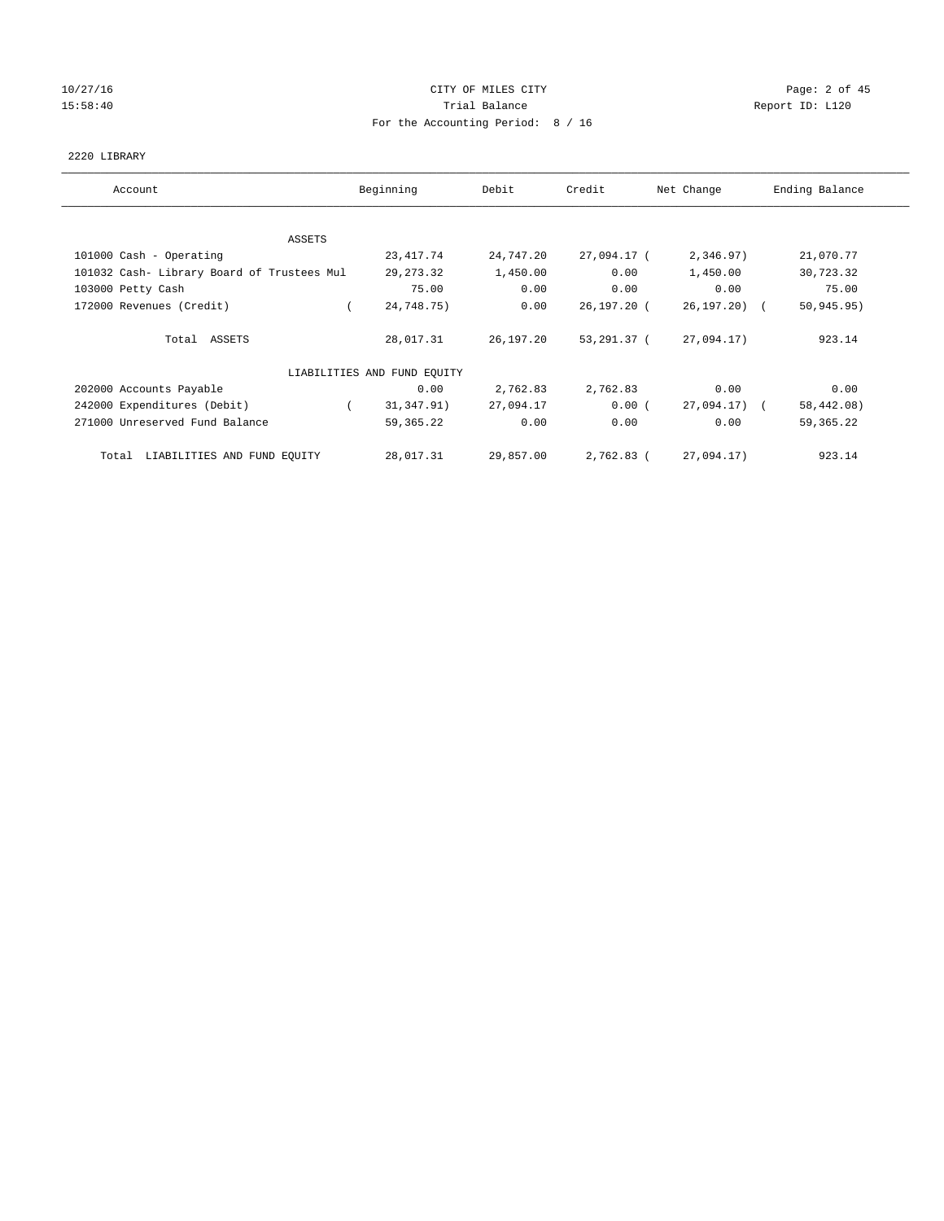CITY OF MILES CITY

Trial Balance

For the Accounting Period: 8 / 16

2220 LIBRARY

| Account | Beginning | Debit | Credit | Net Change | Ending Balance |
|---|---|---|---|---|---|
| ASSETS | | | | | |
| 101000 Cash - Operating | 23,417.74 | 24,747.20 | 27,094.17 | ( 2,346.97) | 21,070.77 |
| 101032 Cash- Library Board of Trustees Mul | 29,273.32 | 1,450.00 | 0.00 | 1,450.00 | 30,723.32 |
| 103000 Petty Cash | 75.00 | 0.00 | 0.00 | 0.00 | 75.00 |
| 172000 Revenues (Credit) | ( 24,748.75) | 0.00 | 26,197.20 | ( 26,197.20) | ( 50,945.95) |
| Total ASSETS | 28,017.31 | 26,197.20 | 53,291.37 | ( 27,094.17) | 923.14 |
| LIABILITIES AND FUND EQUITY | | | | | |
| 202000 Accounts Payable | 0.00 | 2,762.83 | 2,762.83 | 0.00 | 0.00 |
| 242000 Expenditures (Debit) | ( 31,347.91) | 27,094.17 | 0.00 | ( 27,094.17) | ( 58,442.08) |
| 271000 Unreserved Fund Balance | 59,365.22 | 0.00 | 0.00 | 0.00 | 59,365.22 |
| Total LIABILITIES AND FUND EQUITY | 28,017.31 | 29,857.00 | 2,762.83 | ( 27,094.17) | 923.14 |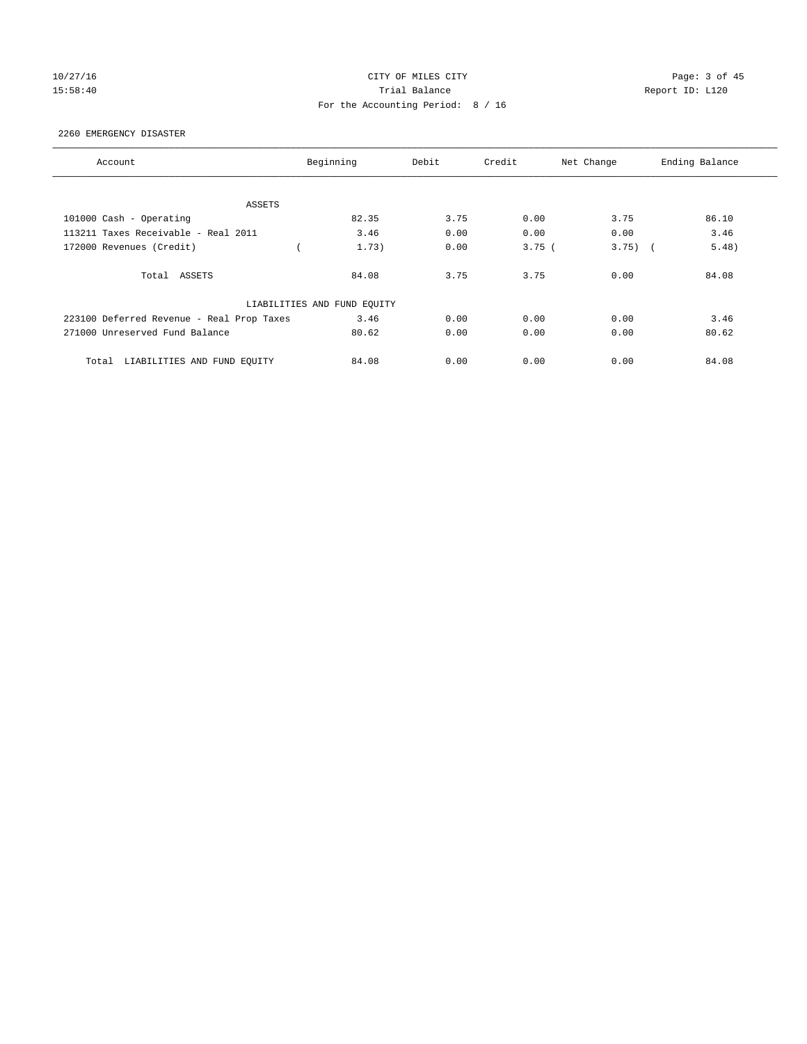CITY OF MILES CITY
Trial Balance
For the Accounting Period: 8 / 16

10/27/16
15:58:40

Report ID: L120

2260 EMERGENCY DISASTER

| Account | Beginning | Debit | Credit | Net Change | Ending Balance |
|---|---|---|---|---|---|
| ASSETS | | | | | |
| 101000 Cash - Operating | 82.35 | 3.75 | 0.00 | 3.75 | 86.10 |
| 113211 Taxes Receivable - Real 2011 | 3.46 | 0.00 | 0.00 | 0.00 | 3.46 |
| 172000 Revenues (Credit) | ( 1.73) | 0.00 | 3.75 | ( 3.75) | ( 5.48) |
| Total ASSETS | 84.08 | 3.75 | 3.75 | 0.00 | 84.08 |
| LIABILITIES AND FUND EQUITY | | | | | |
| 223100 Deferred Revenue - Real Prop Taxes | 3.46 | 0.00 | 0.00 | 0.00 | 3.46 |
| 271000 Unreserved Fund Balance | 80.62 | 0.00 | 0.00 | 0.00 | 80.62 |
| Total LIABILITIES AND FUND EQUITY | 84.08 | 0.00 | 0.00 | 0.00 | 84.08 |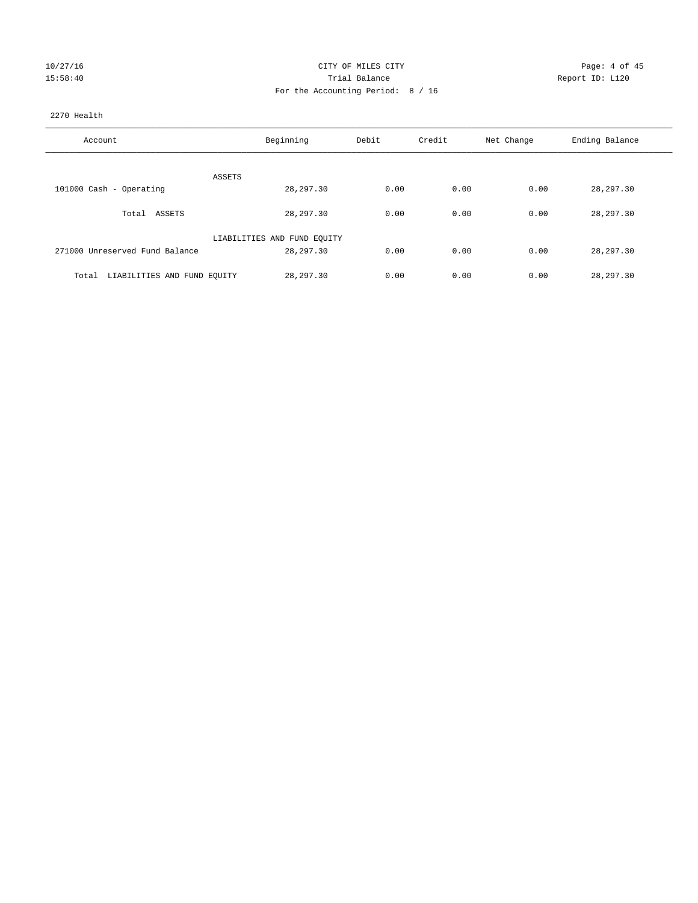CITY OF MILES CITY
Trial Balance
For the Accounting Period: 8 / 16

10/27/16
15:58:40

Report ID: L120

2270 Health

| Account | Beginning | Debit | Credit | Net Change | Ending Balance |
|---|---|---|---|---|---|
| ASSETS | | | | | |
| 101000 Cash - Operating | 28,297.30 | 0.00 | 0.00 | 0.00 | 28,297.30 |
| Total ASSETS | 28,297.30 | 0.00 | 0.00 | 0.00 | 28,297.30 |
| LIABILITIES AND FUND EQUITY | | | | | |
| 271000 Unreserved Fund Balance | 28,297.30 | 0.00 | 0.00 | 0.00 | 28,297.30 |
| Total LIABILITIES AND FUND EQUITY | 28,297.30 | 0.00 | 0.00 | 0.00 | 28,297.30 |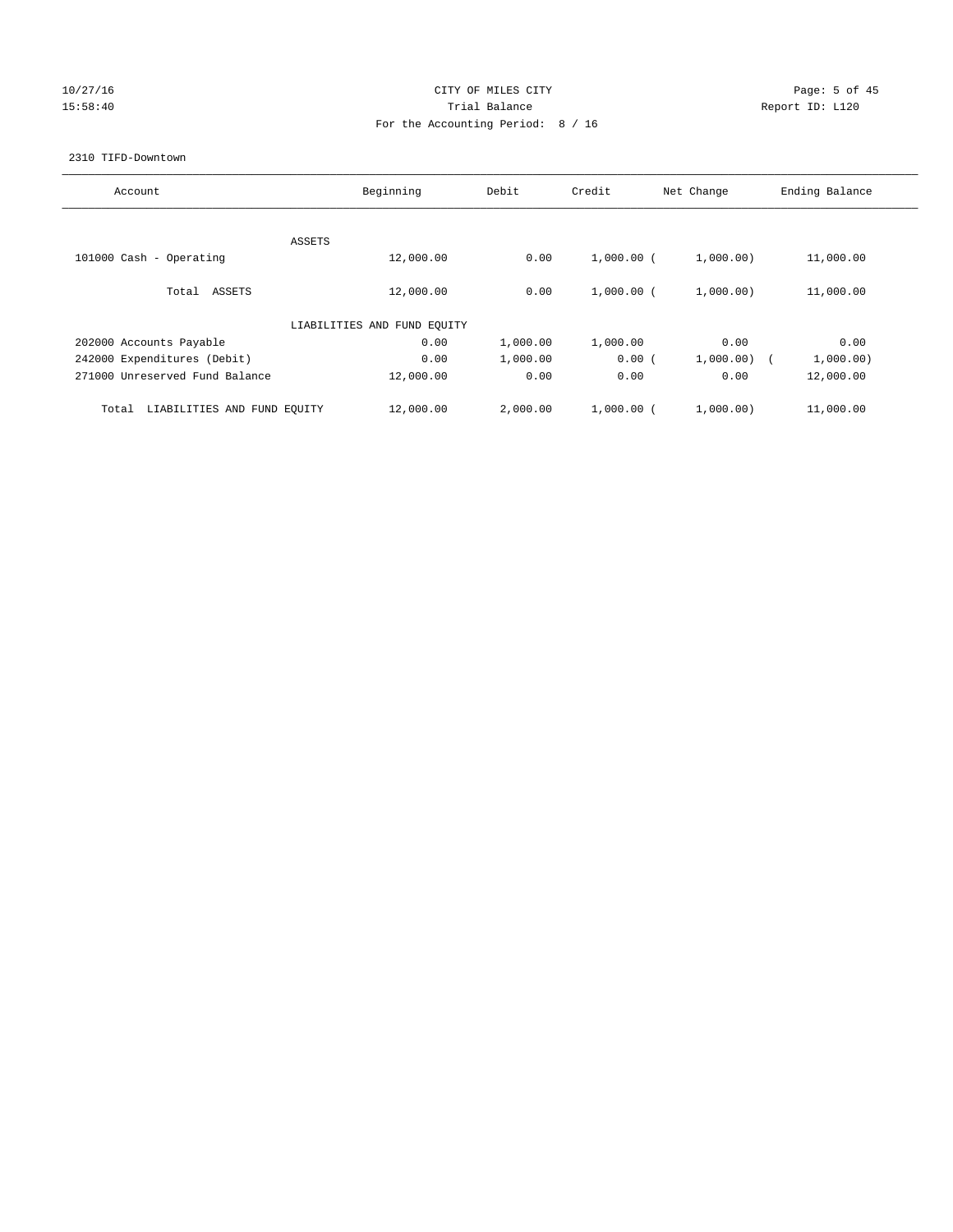CITY OF MILES CITY

Trial Balance

For the Accounting Period: 8 / 16

10/27/16
15:58:40

Report ID: L120

2310 TIFD-Downtown

| Account | Beginning | Debit | Credit | Net Change | Ending Balance |
|---|---|---|---|---|---|
| ASSETS | | | | | |
| 101000 Cash - Operating | 12,000.00 | 0.00 | 1,000.00 | (1,000.00) | 11,000.00 |
| Total ASSETS | 12,000.00 | 0.00 | 1,000.00 | (1,000.00) | 11,000.00 |
| LIABILITIES AND FUND EQUITY | | | | | |
| 202000 Accounts Payable | 0.00 | 1,000.00 | 1,000.00 | 0.00 | 0.00 |
| 242000 Expenditures (Debit) | 0.00 | 1,000.00 | 0.00 | (1,000.00) | (1,000.00) |
| 271000 Unreserved Fund Balance | 12,000.00 | 0.00 | 0.00 | 0.00 | 12,000.00 |
| Total LIABILITIES AND FUND EQUITY | 12,000.00 | 2,000.00 | 1,000.00 | (1,000.00) | 11,000.00 |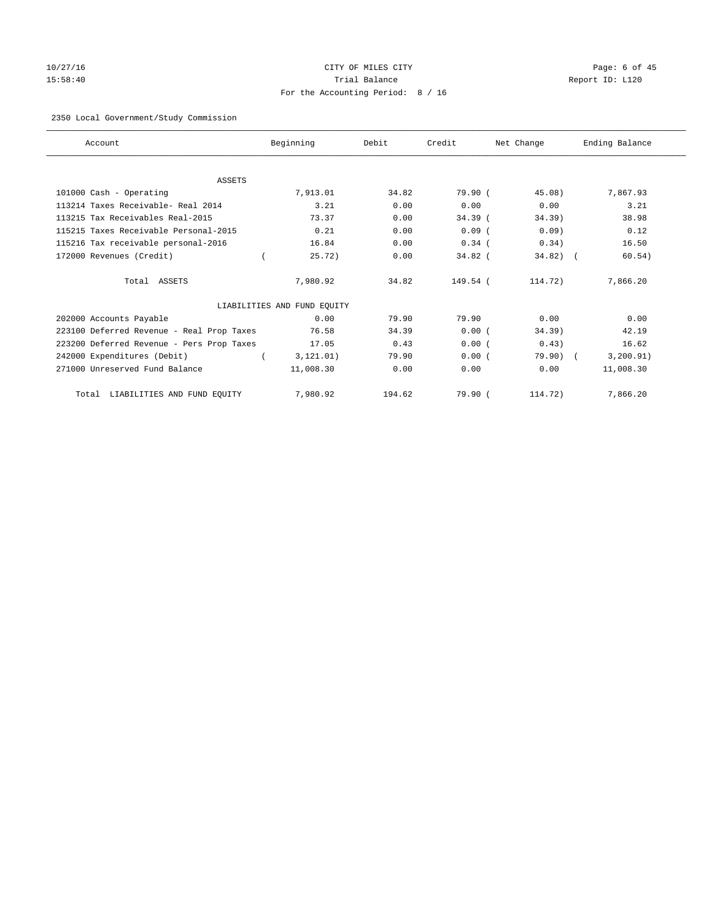10/27/16 CITY OF MILES CITY
15:58:40 Trial Balance Report ID: L120
For the Accounting Period: 8 / 16

2350 Local Government/Study Commission

| Account | Beginning | Debit | Credit | Net Change | Ending Balance |
|---|---|---|---|---|---|
| ASSETS | | | | | |
| 101000 Cash - Operating | 7,913.01 | 34.82 | 79.90 | (45.08) | 7,867.93 |
| 113214 Taxes Receivable- Real 2014 | 3.21 | 0.00 | 0.00 | 0.00 | 3.21 |
| 113215 Tax Receivables Real-2015 | 73.37 | 0.00 | 34.39 | (34.39) | 38.98 |
| 115215 Taxes Receivable Personal-2015 | 0.21 | 0.00 | 0.09 | (0.09) | 0.12 |
| 115216 Tax receivable personal-2016 | 16.84 | 0.00 | 0.34 | (0.34) | 16.50 |
| 172000 Revenues (Credit) | (25.72) | 0.00 | 34.82 | (34.82) | (60.54) |
| Total ASSETS | 7,980.92 | 34.82 | 149.54 | (114.72) | 7,866.20 |
| LIABILITIES AND FUND EQUITY | | | | | |
| 202000 Accounts Payable | 0.00 | 79.90 | 79.90 | 0.00 | 0.00 |
| 223100 Deferred Revenue - Real Prop Taxes | 76.58 | 34.39 | 0.00 | (34.39) | 42.19 |
| 223200 Deferred Revenue - Pers Prop Taxes | 17.05 | 0.43 | 0.00 | (0.43) | 16.62 |
| 242000 Expenditures (Debit) | (3,121.01) | 79.90 | 0.00 | (79.90) | (3,200.91) |
| 271000 Unreserved Fund Balance | 11,008.30 | 0.00 | 0.00 | 0.00 | 11,008.30 |
| Total LIABILITIES AND FUND EQUITY | 7,980.92 | 194.62 | 79.90 | (114.72) | 7,866.20 |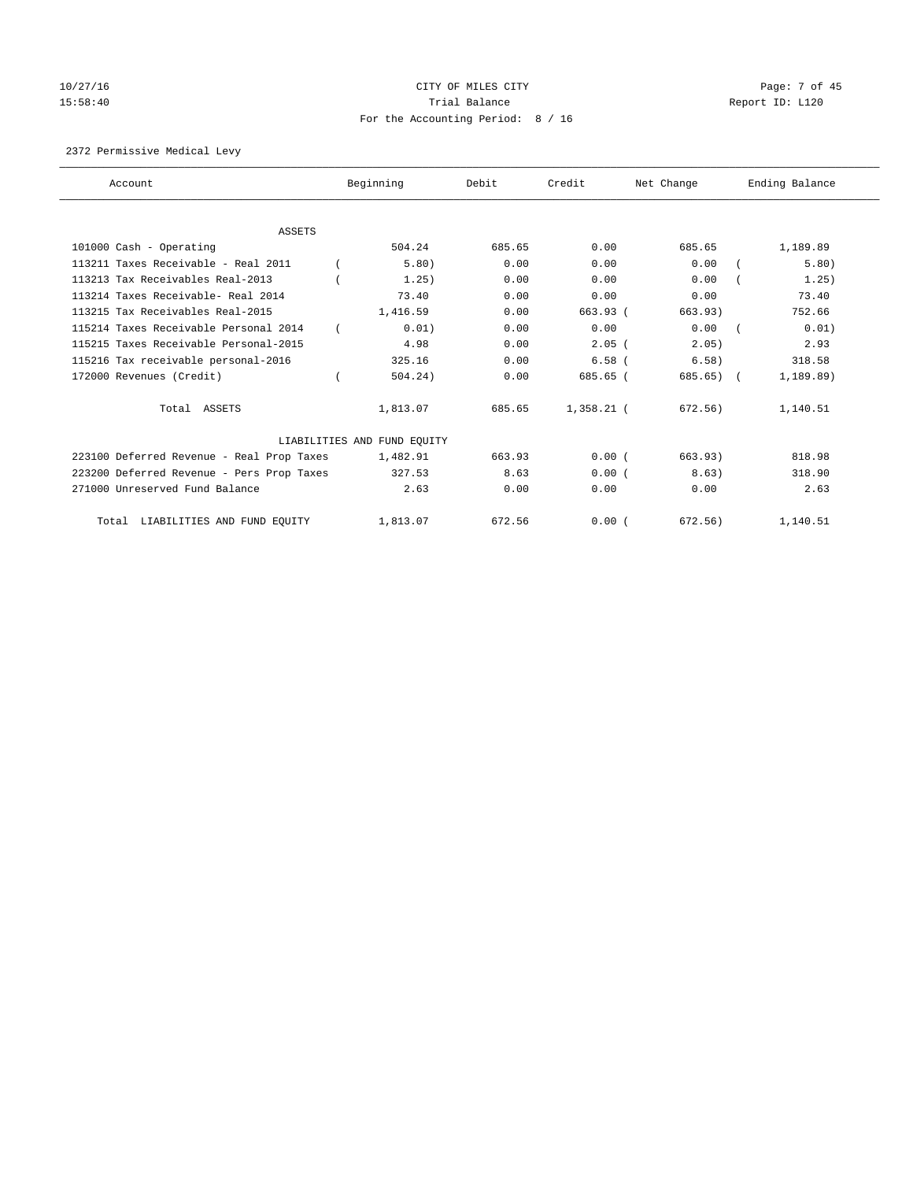10/27/16 CITY OF MILES CITY
15:58:40 Trial Balance Report ID: L120
For the Accounting Period: 8 / 16

2372 Permissive Medical Levy

| Account | Beginning | Debit | Credit | Net Change | Ending Balance |
|---|---|---|---|---|---|
| ASSETS | | | | | |
| 101000 Cash - Operating | 504.24 | 685.65 | 0.00 | 685.65 | 1,189.89 |
| 113211 Taxes Receivable - Real 2011 | ( 5.80) | 0.00 | 0.00 | 0.00 | ( 5.80) |
| 113213 Tax Receivables Real-2013 | ( 1.25) | 0.00 | 0.00 | 0.00 | ( 1.25) |
| 113214 Taxes Receivable- Real 2014 | 73.40 | 0.00 | 0.00 | 0.00 | 73.40 |
| 113215 Tax Receivables Real-2015 | 1,416.59 | 0.00 | 663.93 | ( 663.93) | 752.66 |
| 115214 Taxes Receivable Personal 2014 | ( 0.01) | 0.00 | 0.00 | 0.00 | ( 0.01) |
| 115215 Taxes Receivable Personal-2015 | 4.98 | 0.00 | 2.05 | ( 2.05) | 2.93 |
| 115216 Tax receivable personal-2016 | 325.16 | 0.00 | 6.58 | ( 6.58) | 318.58 |
| 172000 Revenues (Credit) | ( 504.24) | 0.00 | 685.65 | ( 685.65) | ( 1,189.89) |
| Total ASSETS | 1,813.07 | 685.65 | 1,358.21 | ( 672.56) | 1,140.51 |
| LIABILITIES AND FUND EQUITY | | | | | |
| 223100 Deferred Revenue - Real Prop Taxes | 1,482.91 | 663.93 | 0.00 | ( 663.93) | 818.98 |
| 223200 Deferred Revenue - Pers Prop Taxes | 327.53 | 8.63 | 0.00 | ( 8.63) | 318.90 |
| 271000 Unreserved Fund Balance | 2.63 | 0.00 | 0.00 | 0.00 | 2.63 |
| Total LIABILITIES AND FUND EQUITY | 1,813.07 | 672.56 | 0.00 | ( 672.56) | 1,140.51 |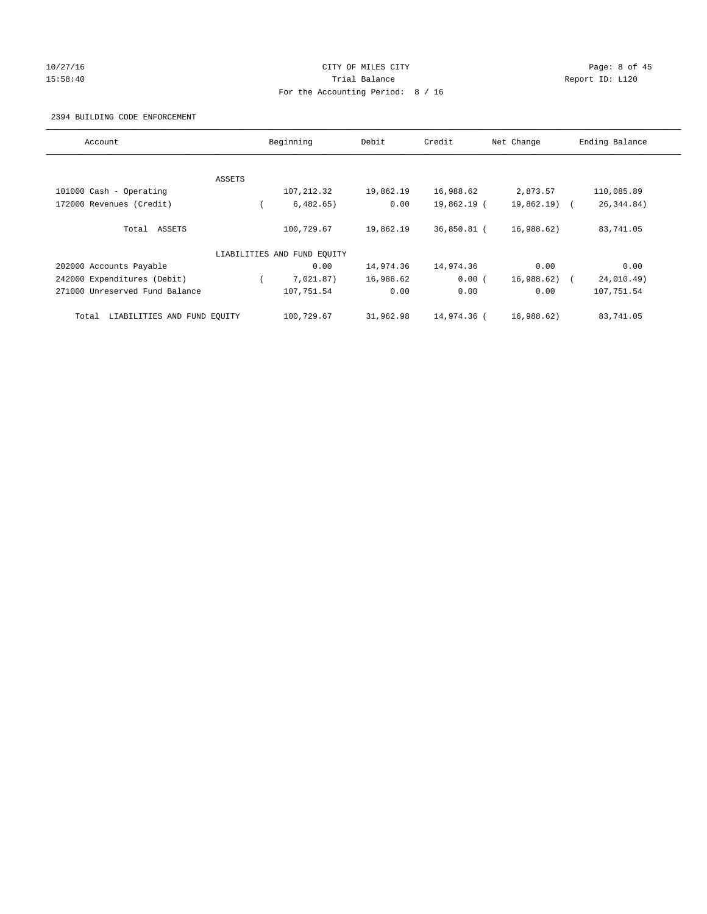CITY OF MILES CITY
Trial Balance
For the Accounting Period: 8 / 16

2394 BUILDING CODE ENFORCEMENT

| Account | Beginning | Debit | Credit | Net Change | Ending Balance |
|---|---|---|---|---|---|
| ASSETS | | | | | |
| 101000 Cash - Operating | 107,212.32 | 19,862.19 | 16,988.62 | 2,873.57 | 110,085.89 |
| 172000 Revenues (Credit) | ( 6,482.65) | 0.00 | 19,862.19 | ( 19,862.19) | ( 26,344.84) |
| Total ASSETS | 100,729.67 | 19,862.19 | 36,850.81 | ( 16,988.62) | 83,741.05 |
| LIABILITIES AND FUND EQUITY | | | | | |
| 202000 Accounts Payable | 0.00 | 14,974.36 | 14,974.36 | 0.00 | 0.00 |
| 242000 Expenditures (Debit) | ( 7,021.87) | 16,988.62 | 0.00 | ( 16,988.62) | ( 24,010.49) |
| 271000 Unreserved Fund Balance | 107,751.54 | 0.00 | 0.00 | 0.00 | 107,751.54 |
| Total LIABILITIES AND FUND EQUITY | 100,729.67 | 31,962.98 | 14,974.36 | ( 16,988.62) | 83,741.05 |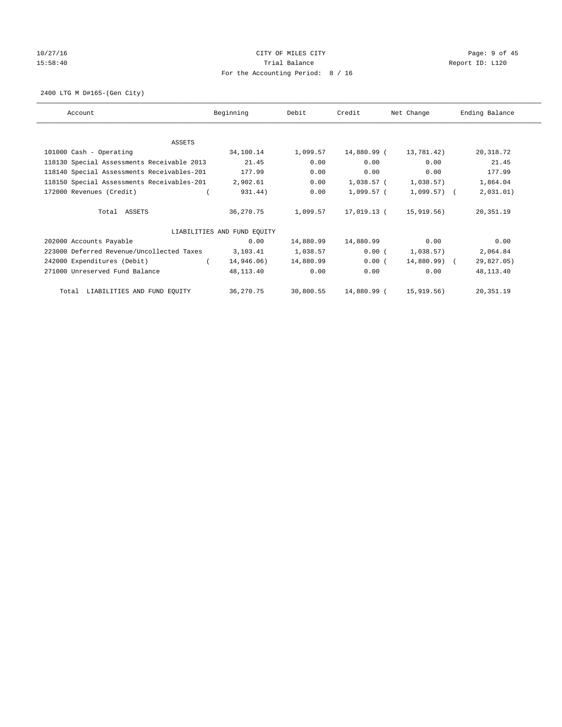CITY OF MILES CITY

Trial Balance

For the Accounting Period: 8 / 16

10/27/16
15:58:40

Report ID: L120

2400 LTG M D#165-(Gen City)

| Account | Beginning | Debit | Credit | Net Change | Ending Balance |
|---|---|---|---|---|---|
| ASSETS | | | | | |
| 101000 Cash - Operating | 34,100.14 | 1,099.57 | 14,880.99 | ( 13,781.42) | 20,318.72 |
| 118130 Special Assessments Receivable 2013 | 21.45 | 0.00 | 0.00 | 0.00 | 21.45 |
| 118140 Special Assessments Receivables-201 | 177.99 | 0.00 | 0.00 | 0.00 | 177.99 |
| 118150 Special Assessments Receivables-201 | 2,902.61 | 0.00 | 1,038.57 | ( 1,038.57) | 1,864.04 |
| 172000 Revenues (Credit) | ( 931.44) | 0.00 | 1,099.57 | ( 1,099.57) | ( 2,031.01) |
| Total ASSETS | 36,270.75 | 1,099.57 | 17,019.13 | ( 15,919.56) | 20,351.19 |
| LIABILITIES AND FUND EQUITY | | | | | |
| 202000 Accounts Payable | 0.00 | 14,880.99 | 14,880.99 | 0.00 | 0.00 |
| 223000 Deferred Revenue/Uncollected Taxes | 3,103.41 | 1,038.57 | 0.00 | ( 1,038.57) | 2,064.84 |
| 242000 Expenditures (Debit) | ( 14,946.06) | 14,880.99 | 0.00 | ( 14,880.99) | ( 29,827.05) |
| 271000 Unreserved Fund Balance | 48,113.40 | 0.00 | 0.00 | 0.00 | 48,113.40 |
| Total LIABILITIES AND FUND EQUITY | 36,270.75 | 30,800.55 | 14,880.99 | ( 15,919.56) | 20,351.19 |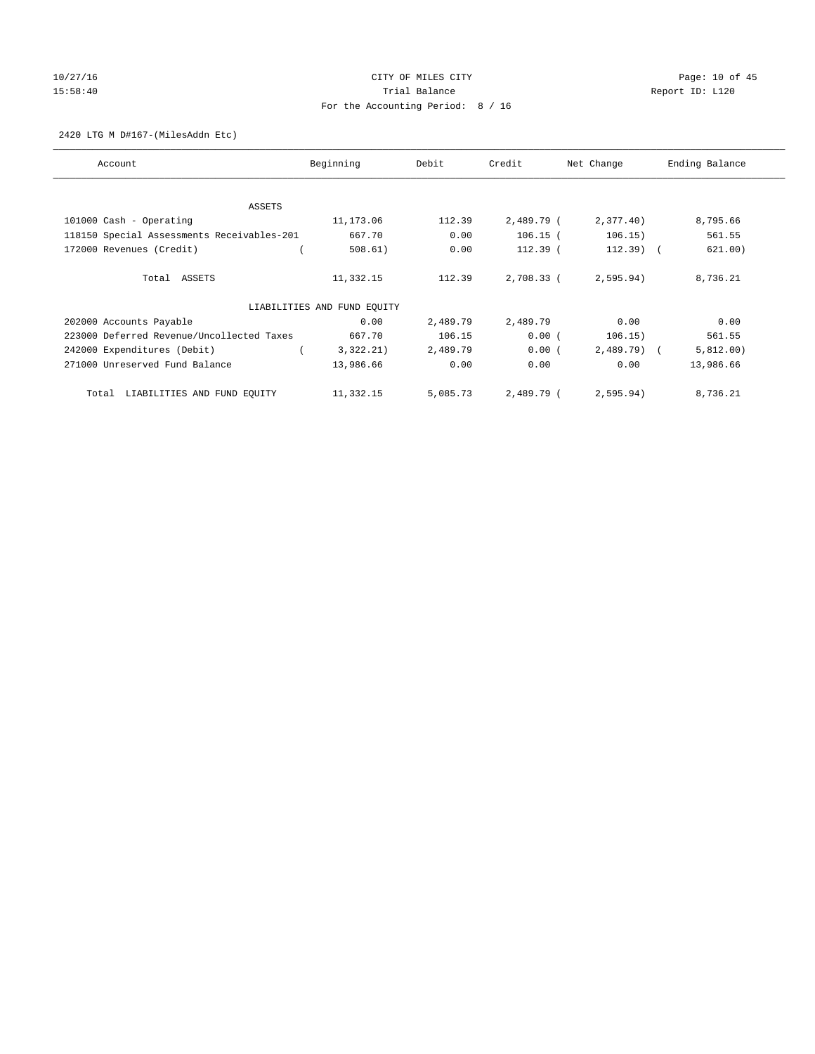CITY OF MILES CITY

Trial Balance

For the Accounting Period: 8 / 16

10/27/16
15:58:40

Report ID: L120

2420 LTG M D#167-(MilesAddn Etc)

| Account | Beginning | Debit | Credit | Net Change | Ending Balance |
|---|---|---|---|---|---|
| ASSETS | | | | | |
| 101000 Cash - Operating | 11,173.06 | 112.39 | 2,489.79 | (2,377.40) | 8,795.66 |
| 118150 Special Assessments Receivables-201 | 667.70 | 0.00 | 106.15 | (106.15) | 561.55 |
| 172000 Revenues (Credit) | (508.61) | 0.00 | 112.39 | (112.39) | (621.00) |
| Total ASSETS | 11,332.15 | 112.39 | 2,708.33 | (2,595.94) | 8,736.21 |
| LIABILITIES AND FUND EQUITY | | | | | |
| 202000 Accounts Payable | 0.00 | 2,489.79 | 2,489.79 | 0.00 | 0.00 |
| 223000 Deferred Revenue/Uncollected Taxes | 667.70 | 106.15 | 0.00 | (106.15) | 561.55 |
| 242000 Expenditures (Debit) | (3,322.21) | 2,489.79 | 0.00 | (2,489.79) | (5,812.00) |
| 271000 Unreserved Fund Balance | 13,986.66 | 0.00 | 0.00 | 0.00 | 13,986.66 |
| Total LIABILITIES AND FUND EQUITY | 11,332.15 | 5,085.73 | 2,489.79 | (2,595.94) | 8,736.21 |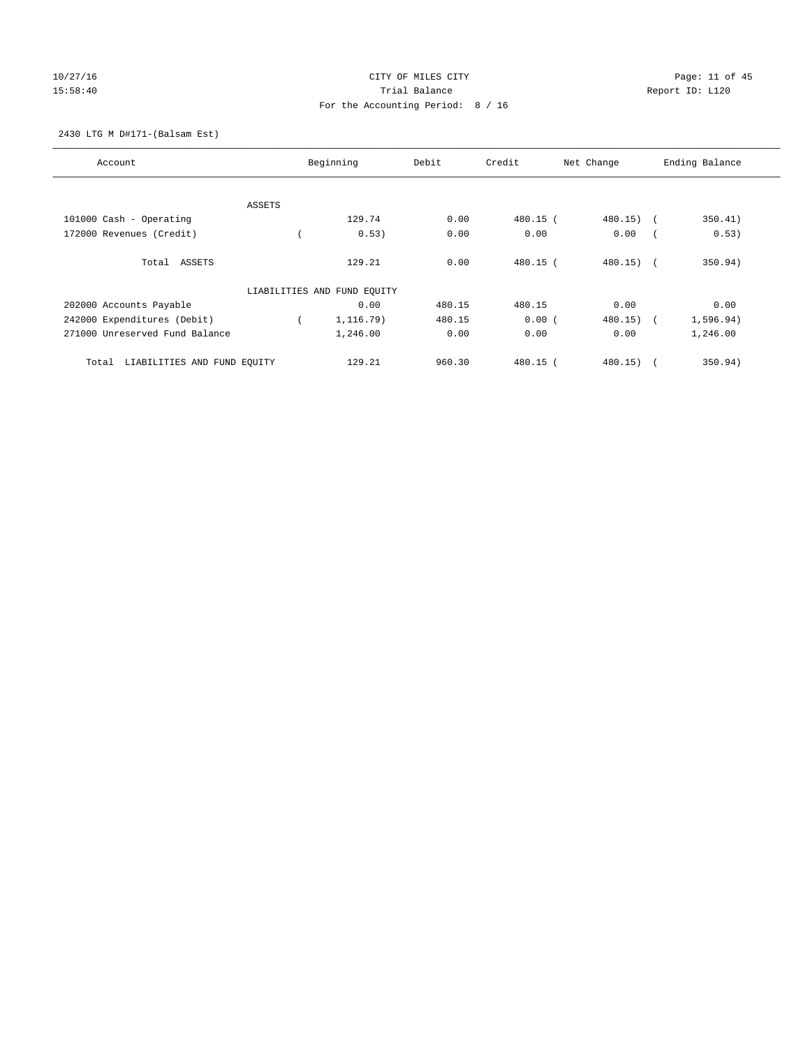CITY OF MILES CITY

Trial Balance

For the Accounting Period: 8 / 16

10/27/16 15:58:40

Report ID: L120

2430 LTG M D#171-(Balsam Est)

| Account | Beginning | Debit | Credit | Net Change | Ending Balance |
|---|---|---|---|---|---|
| ASSETS | | | | | |
| 101000 Cash - Operating | 129.74 | 0.00 | 480.15 | (480.15) | (350.41) |
| 172000 Revenues (Credit) | (0.53) | 0.00 | 0.00 | 0.00 | (0.53) |
| Total ASSETS | 129.21 | 0.00 | 480.15 | (480.15) | (350.94) |
| LIABILITIES AND FUND EQUITY | | | | | |
| 202000 Accounts Payable | 0.00 | 480.15 | 480.15 | 0.00 | 0.00 |
| 242000 Expenditures (Debit) | (1,116.79) | 480.15 | 0.00 | (480.15) | (1,596.94) |
| 271000 Unreserved Fund Balance | 1,246.00 | 0.00 | 0.00 | 0.00 | 1,246.00 |
| Total LIABILITIES AND FUND EQUITY | 129.21 | 960.30 | 480.15 | (480.15) | (350.94) |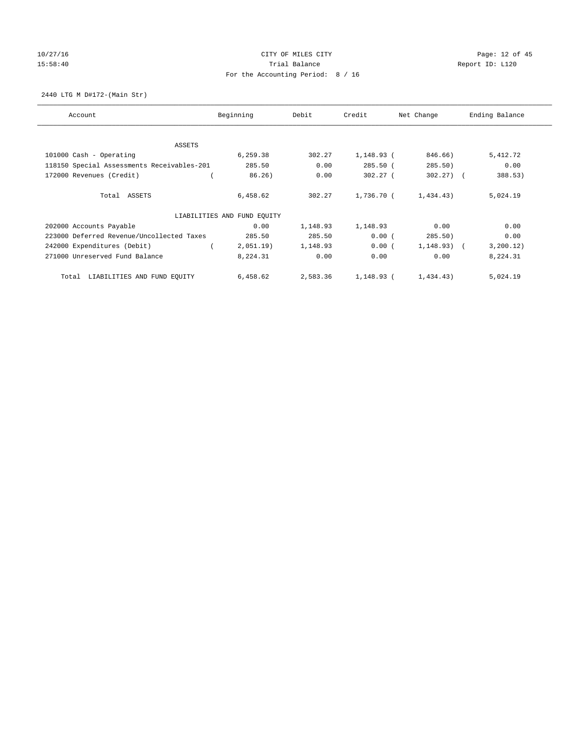CITY OF MILES CITY
Trial Balance
For the Accounting Period: 8 / 16

10/27/16
15:58:40

Report ID: L120

2440 LTG M D#172-(Main Str)

| Account | Beginning | Debit | Credit | Net Change | Ending Balance |
|---|---|---|---|---|---|
| ASSETS | | | | | |
| 101000 Cash - Operating | 6,259.38 | 302.27 | 1,148.93 | ( 846.66) | 5,412.72 |
| 118150 Special Assessments Receivables-201 | 285.50 | 0.00 | 285.50 | ( 285.50) | 0.00 |
| 172000 Revenues (Credit) | ( 86.26) | 0.00 | 302.27 | ( 302.27) | ( 388.53) |
| Total ASSETS | 6,458.62 | 302.27 | 1,736.70 | ( 1,434.43) | 5,024.19 |
| LIABILITIES AND FUND EQUITY | | | | | |
| 202000 Accounts Payable | 0.00 | 1,148.93 | 1,148.93 | 0.00 | 0.00 |
| 223000 Deferred Revenue/Uncollected Taxes | 285.50 | 285.50 | 0.00 | ( 285.50) | 0.00 |
| 242000 Expenditures (Debit) | ( 2,051.19) | 1,148.93 | 0.00 | ( 1,148.93) | ( 3,200.12) |
| 271000 Unreserved Fund Balance | 8,224.31 | 0.00 | 0.00 | 0.00 | 8,224.31 |
| Total LIABILITIES AND FUND EQUITY | 6,458.62 | 2,583.36 | 1,148.93 | ( 1,434.43) | 5,024.19 |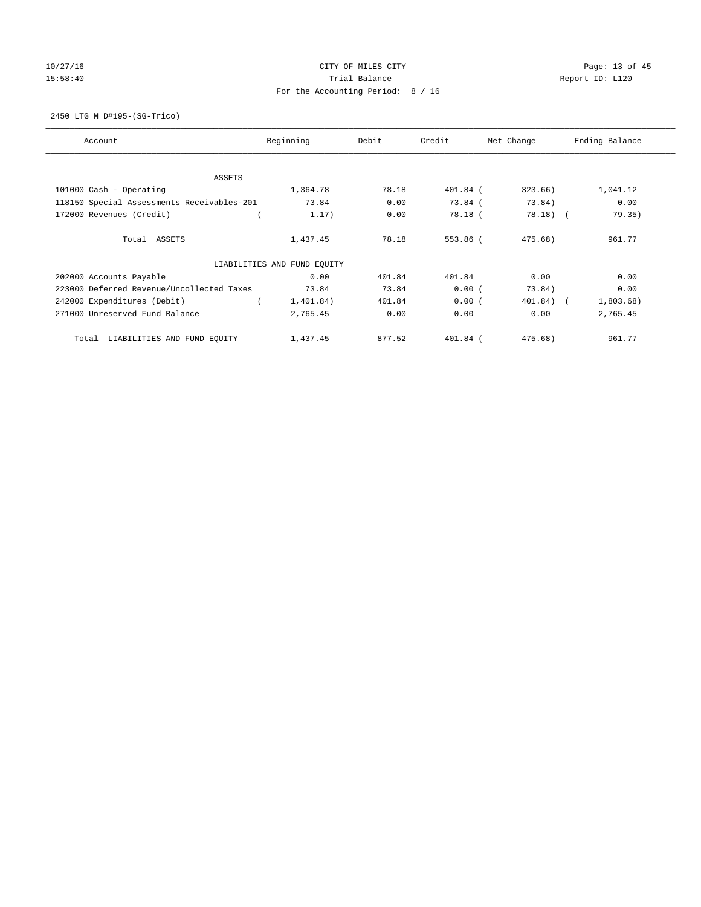CITY OF MILES CITY

Trial Balance

For the Accounting Period: 8 / 16

10/27/16
15:58:40

Report ID: L120

2450 LTG M D#195-(SG-Trico)

| Account | Beginning | Debit | Credit | Net Change | Ending Balance |
|---|---|---|---|---|---|
| ASSETS | | | | | |
| 101000 Cash - Operating | 1,364.78 | 78.18 | 401.84 | ( 323.66) | 1,041.12 |
| 118150 Special Assessments Receivables-201 | 73.84 | 0.00 | 73.84 | ( 73.84) | 0.00 |
| 172000 Revenues (Credit) | ( 1.17) | 0.00 | 78.18 | ( 78.18) | ( 79.35) |
| Total ASSETS | 1,437.45 | 78.18 | 553.86 | ( 475.68) | 961.77 |
| LIABILITIES AND FUND EQUITY | | | | | |
| 202000 Accounts Payable | 0.00 | 401.84 | 401.84 | 0.00 | 0.00 |
| 223000 Deferred Revenue/Uncollected Taxes | 73.84 | 73.84 | 0.00 | ( 73.84) | 0.00 |
| 242000 Expenditures (Debit) | ( 1,401.84) | 401.84 | 0.00 | ( 401.84) | ( 1,803.68) |
| 271000 Unreserved Fund Balance | 2,765.45 | 0.00 | 0.00 | 0.00 | 2,765.45 |
| Total LIABILITIES AND FUND EQUITY | 1,437.45 | 877.52 | 401.84 | ( 475.68) | 961.77 |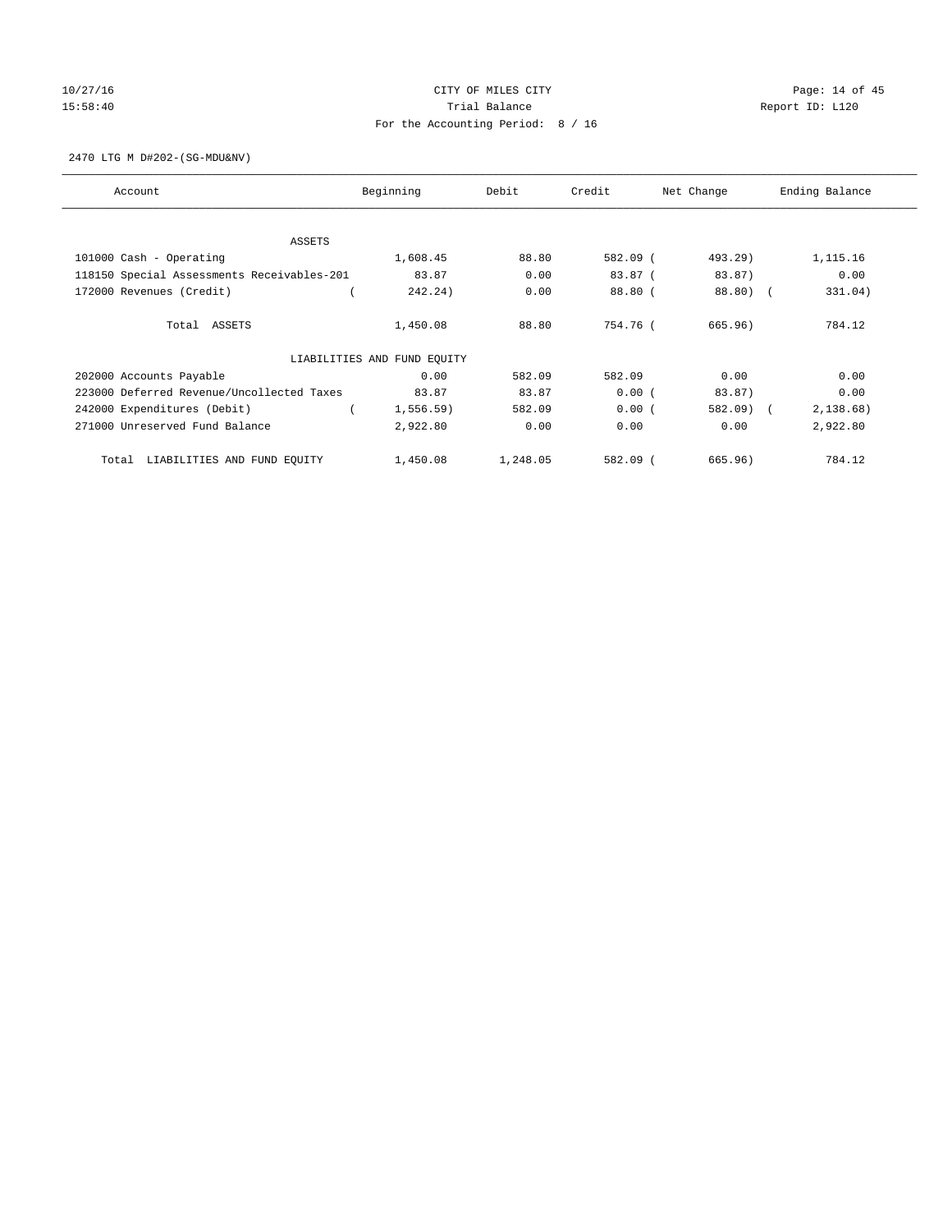CITY OF MILES CITY

Trial Balance

For the Accounting Period: 8 / 16

10/27/16
15:58:40

Report ID: L120

2470 LTG M D#202-(SG-MDU&NV)

| Account | Beginning | Debit | Credit | Net Change | Ending Balance |
|---|---|---|---|---|---|
| ASSETS | | | | | |
| 101000 Cash - Operating | 1,608.45 | 88.80 | 582.09 | ( 493.29) | 1,115.16 |
| 118150 Special Assessments Receivables-201 | 83.87 | 0.00 | 83.87 | ( 83.87) | 0.00 |
| 172000 Revenues (Credit) | ( 242.24) | 0.00 | 88.80 | ( 88.80) | ( 331.04) |
| Total ASSETS | 1,450.08 | 88.80 | 754.76 | ( 665.96) | 784.12 |
| LIABILITIES AND FUND EQUITY | | | | | |
| 202000 Accounts Payable | 0.00 | 582.09 | 582.09 | 0.00 | 0.00 |
| 223000 Deferred Revenue/Uncollected Taxes | 83.87 | 83.87 | 0.00 | ( 83.87) | 0.00 |
| 242000 Expenditures (Debit) | ( 1,556.59) | 582.09 | 0.00 | ( 582.09) | ( 2,138.68) |
| 271000 Unreserved Fund Balance | 2,922.80 | 0.00 | 0.00 | 0.00 | 2,922.80 |
| Total LIABILITIES AND FUND EQUITY | 1,450.08 | 1,248.05 | 582.09 | ( 665.96) | 784.12 |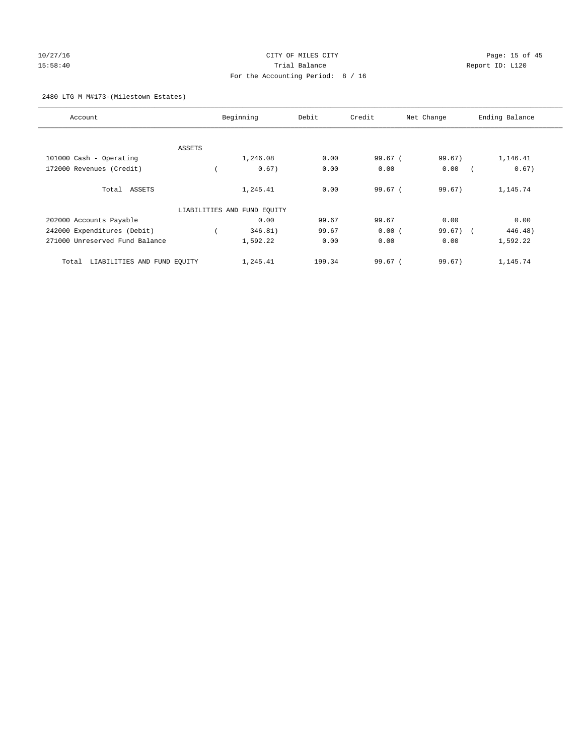CITY OF MILES CITY
Trial Balance
For the Accounting Period: 8 / 16

10/27/16
15:58:40

Report ID: L120

2480 LTG M M#173-(Milestown Estates)

| Account | Beginning | Debit | Credit | Net Change | Ending Balance |
|---|---|---|---|---|---|
| ASSETS | | | | | |
| 101000 Cash - Operating | 1,246.08 | 0.00 | 99.67 | ( 99.67) | 1,146.41 |
| 172000 Revenues (Credit) | ( 0.67) | 0.00 | 0.00 | 0.00 | ( 0.67) |
| Total ASSETS | 1,245.41 | 0.00 | 99.67 | ( 99.67) | 1,145.74 |
| LIABILITIES AND FUND EQUITY | | | | | |
| 202000 Accounts Payable | 0.00 | 99.67 | 99.67 | 0.00 | 0.00 |
| 242000 Expenditures (Debit) | ( 346.81) | 99.67 | 0.00 | ( 99.67) | ( 446.48) |
| 271000 Unreserved Fund Balance | 1,592.22 | 0.00 | 0.00 | 0.00 | 1,592.22 |
| Total LIABILITIES AND FUND EQUITY | 1,245.41 | 199.34 | 99.67 | ( 99.67) | 1,145.74 |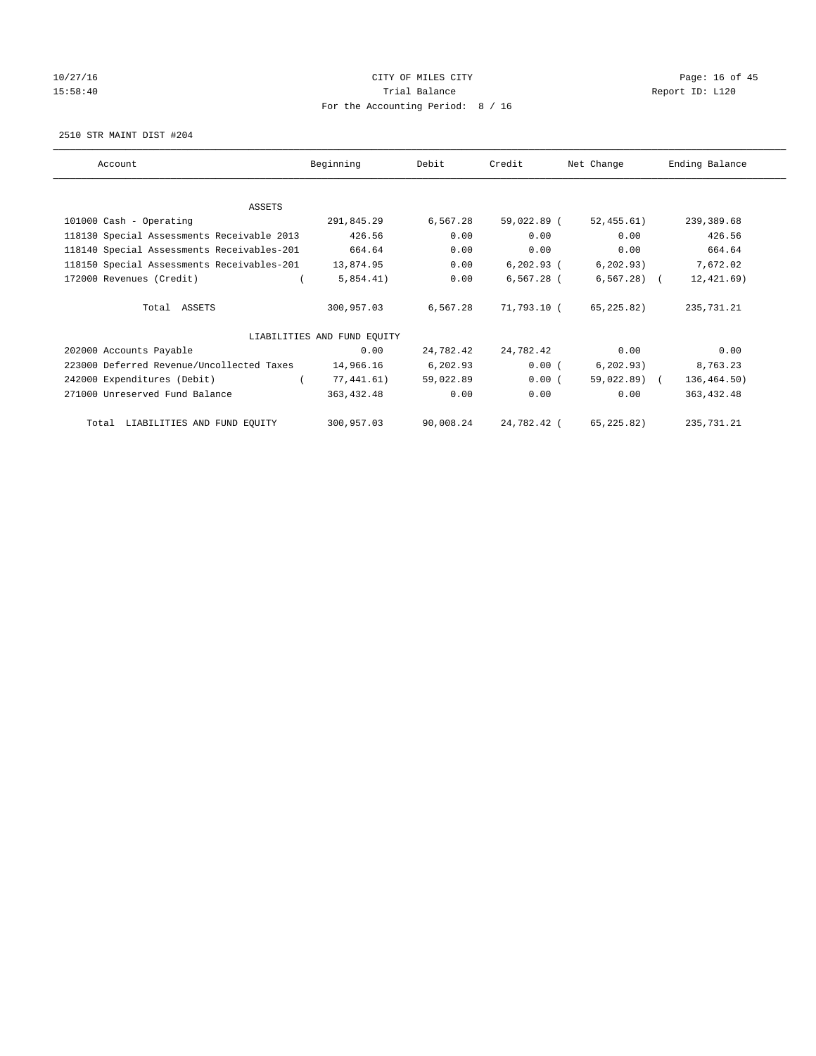CITY OF MILES CITY

Trial Balance

For the Accounting Period: 8 / 16

2510 STR MAINT DIST #204

| Account | Beginning | Debit | Credit | Net Change | Ending Balance |
|---|---|---|---|---|---|
| ASSETS | | | | | |
| 101000 Cash - Operating | 291,845.29 | 6,567.28 | 59,022.89 | ( 52,455.61) | 239,389.68 |
| 118130 Special Assessments Receivable 2013 | 426.56 | 0.00 | 0.00 | 0.00 | 426.56 |
| 118140 Special Assessments Receivables-201 | 664.64 | 0.00 | 0.00 | 0.00 | 664.64 |
| 118150 Special Assessments Receivables-201 | 13,874.95 | 0.00 | 6,202.93 | ( 6,202.93) | 7,672.02 |
| 172000 Revenues (Credit) | ( 5,854.41) | 0.00 | 6,567.28 | ( 6,567.28) | ( 12,421.69) |
| Total ASSETS | 300,957.03 | 6,567.28 | 71,793.10 | ( 65,225.82) | 235,731.21 |
| LIABILITIES AND FUND EQUITY | | | | | |
| 202000 Accounts Payable | 0.00 | 24,782.42 | 24,782.42 | 0.00 | 0.00 |
| 223000 Deferred Revenue/Uncollected Taxes | 14,966.16 | 6,202.93 | 0.00 | ( 6,202.93) | 8,763.23 |
| 242000 Expenditures (Debit) | ( 77,441.61) | 59,022.89 | 0.00 | ( 59,022.89) | ( 136,464.50) |
| 271000 Unreserved Fund Balance | 363,432.48 | 0.00 | 0.00 | 0.00 | 363,432.48 |
| Total LIABILITIES AND FUND EQUITY | 300,957.03 | 90,008.24 | 24,782.42 | ( 65,225.82) | 235,731.21 |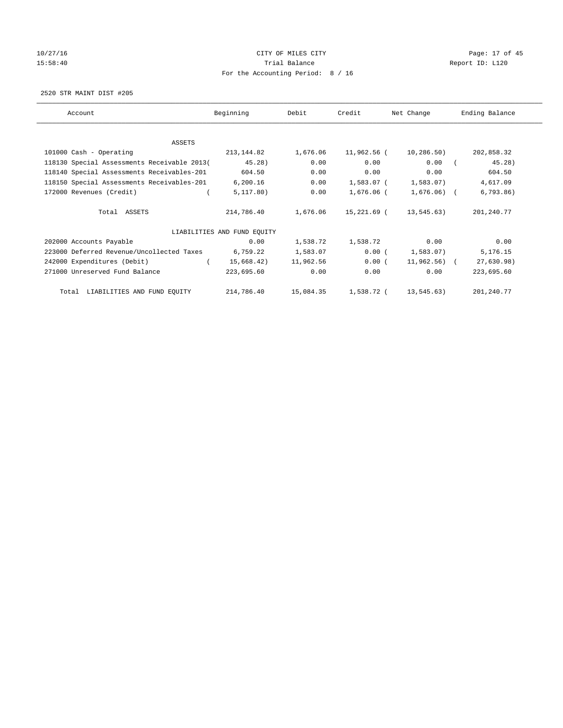CITY OF MILES CITY
Trial Balance
For the Accounting Period: 8 / 16

10/27/16
15:58:40

Report ID: L120

2520 STR MAINT DIST #205

| Account | Beginning | Debit | Credit | Net Change | Ending Balance |
|---|---|---|---|---|---|
| ASSETS | | | | | |
| 101000 Cash - Operating | 213,144.82 | 1,676.06 | 11,962.56 | ( 10,286.50) | 202,858.32 |
| 118130 Special Assessments Receivable 2013 | ( 45.28) | 0.00 | 0.00 | 0.00 | ( 45.28) |
| 118140 Special Assessments Receivables-201 | 604.50 | 0.00 | 0.00 | 0.00 | 604.50 |
| 118150 Special Assessments Receivables-201 | 6,200.16 | 0.00 | 1,583.07 | ( 1,583.07) | 4,617.09 |
| 172000 Revenues (Credit) | ( 5,117.80) | 0.00 | 1,676.06 | ( 1,676.06) | ( 6,793.86) |
| Total ASSETS | 214,786.40 | 1,676.06 | 15,221.69 | ( 13,545.63) | 201,240.77 |
| LIABILITIES AND FUND EQUITY | | | | | |
| 202000 Accounts Payable | 0.00 | 1,538.72 | 1,538.72 | 0.00 | 0.00 |
| 223000 Deferred Revenue/Uncollected Taxes | 6,759.22 | 1,583.07 | 0.00 | ( 1,583.07) | 5,176.15 |
| 242000 Expenditures (Debit) | ( 15,668.42) | 11,962.56 | 0.00 | ( 11,962.56) | ( 27,630.98) |
| 271000 Unreserved Fund Balance | 223,695.60 | 0.00 | 0.00 | 0.00 | 223,695.60 |
| Total LIABILITIES AND FUND EQUITY | 214,786.40 | 15,084.35 | 1,538.72 | ( 13,545.63) | 201,240.77 |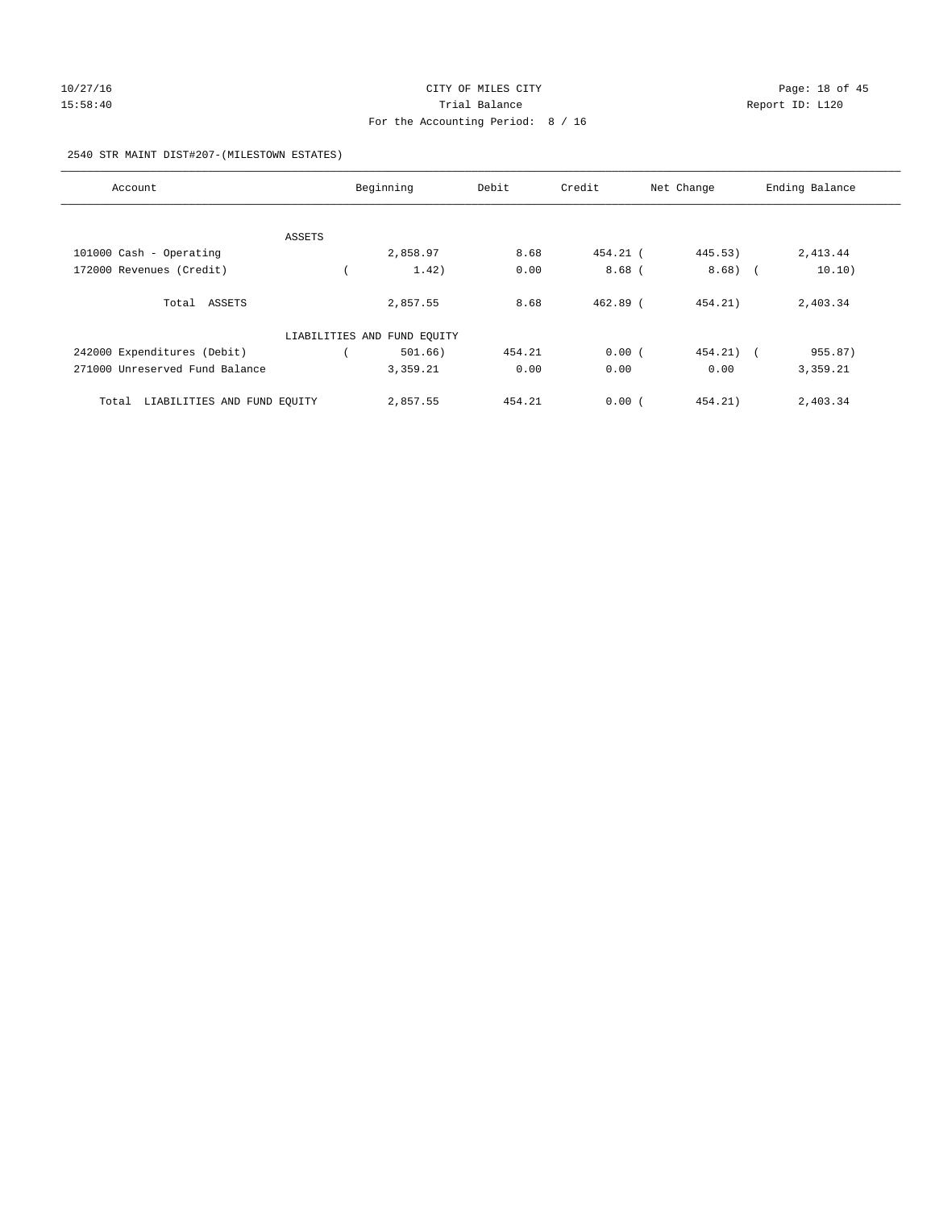CITY OF MILES CITY
Trial Balance
For the Accounting Period: 8 / 16

10/27/16
15:58:40

Report ID: L120

2540 STR MAINT DIST#207-(MILESTOWN ESTATES)

| Account | Beginning | Debit | Credit | Net Change | Ending Balance |
|---|---|---|---|---|---|
| ASSETS | | | | | |
| 101000 Cash - Operating | 2,858.97 | 8.68 | 454.21 | ( 445.53) | 2,413.44 |
| 172000 Revenues (Credit) | ( 1.42) | 0.00 | 8.68 | ( 8.68) | ( 10.10) |
| Total ASSETS | 2,857.55 | 8.68 | 462.89 | ( 454.21) | 2,403.34 |
| LIABILITIES AND FUND EQUITY | | | | | |
| 242000 Expenditures (Debit) | ( 501.66) | 454.21 | 0.00 | ( 454.21) | ( 955.87) |
| 271000 Unreserved Fund Balance | 3,359.21 | 0.00 | 0.00 | 0.00 | 3,359.21 |
| Total LIABILITIES AND FUND EQUITY | 2,857.55 | 454.21 | 0.00 | ( 454.21) | 2,403.34 |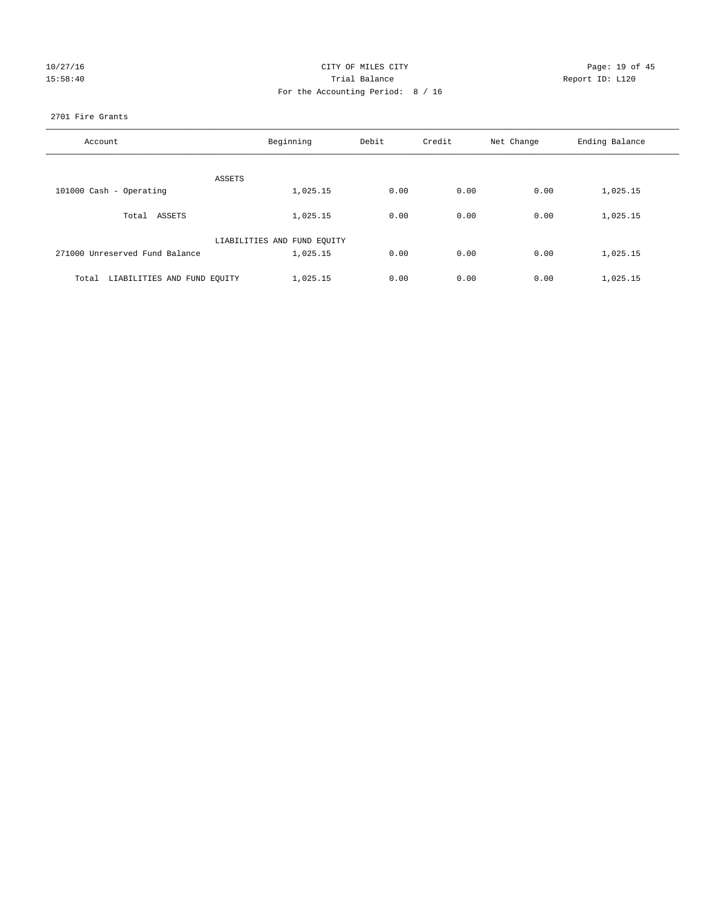CITY OF MILES CITY
Trial Balance
For the Accounting Period: 8 / 16

Report ID: L120

2701 Fire Grants

| Account | Beginning | Debit | Credit | Net Change | Ending Balance |
|---|---|---|---|---|---|
| ASSETS | | | | | |
| 101000 Cash - Operating | 1,025.15 | 0.00 | 0.00 | 0.00 | 1,025.15 |
| Total ASSETS | 1,025.15 | 0.00 | 0.00 | 0.00 | 1,025.15 |
| LIABILITIES AND FUND EQUITY | | | | | |
| 271000 Unreserved Fund Balance | 1,025.15 | 0.00 | 0.00 | 0.00 | 1,025.15 |
| Total LIABILITIES AND FUND EQUITY | 1,025.15 | 0.00 | 0.00 | 0.00 | 1,025.15 |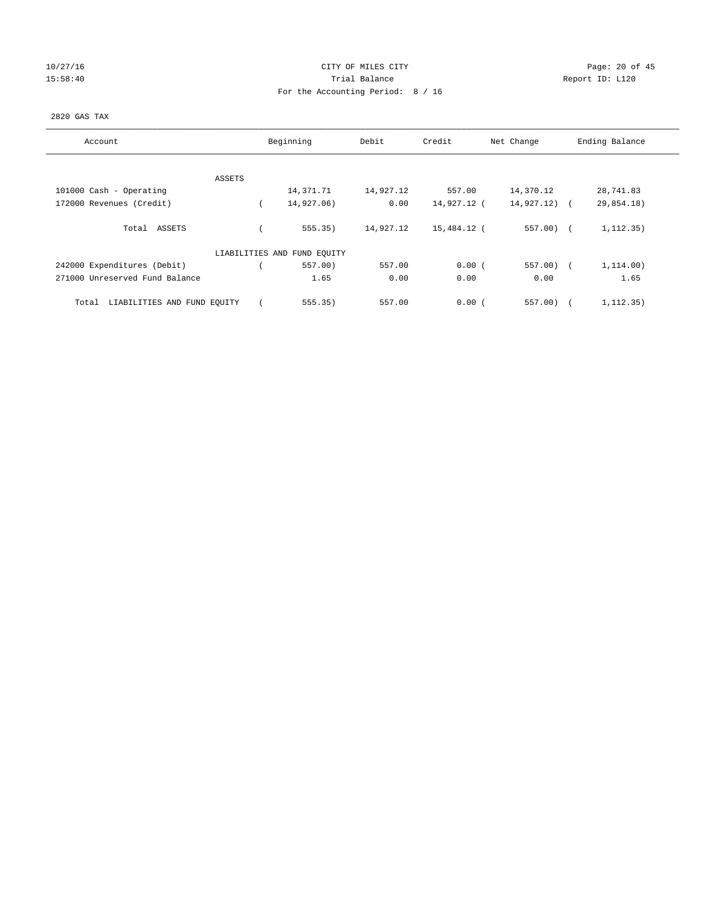10/27/16 CITY OF MILES CITY
15:58:40 Trial Balance Report ID: L120
For the Accounting Period: 8 / 16

2820 GAS TAX

| Account | Beginning | Debit | Credit | Net Change | Ending Balance |
|---|---|---|---|---|---|
| ASSETS | | | | | |
| 101000 Cash - Operating | 14,371.71 | 14,927.12 | 557.00 | 14,370.12 | 28,741.83 |
| 172000 Revenues (Credit) | ( 14,927.06) | 0.00 | 14,927.12 | ( 14,927.12) | ( 29,854.18) |
| Total ASSETS | ( 555.35) | 14,927.12 | 15,484.12 | ( 557.00) | ( 1,112.35) |
| LIABILITIES AND FUND EQUITY | | | | | |
| 242000 Expenditures (Debit) | ( 557.00) | 557.00 | 0.00 | ( 557.00) | ( 1,114.00) |
| 271000 Unreserved Fund Balance | 1.65 | 0.00 | 0.00 | 0.00 | 1.65 |
| Total LIABILITIES AND FUND EQUITY | ( 555.35) | 557.00 | 0.00 | ( 557.00) | ( 1,112.35) |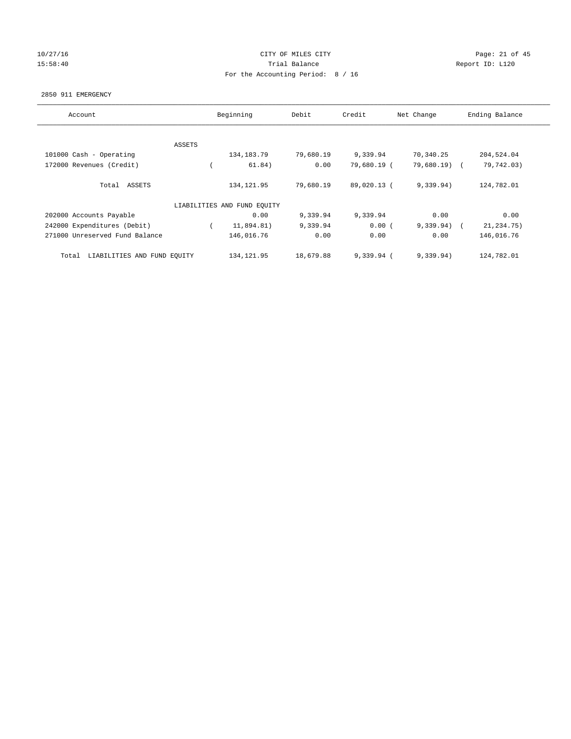CITY OF MILES CITY
Trial Balance
For the Accounting Period: 8 / 16

10/27/16
15:58:40

Report ID: L120

2850 911 EMERGENCY

| Account | Beginning | Debit | Credit | Net Change | Ending Balance |
|---|---|---|---|---|---|
| ASSETS | | | | | |
| 101000 Cash - Operating | 134,183.79 | 79,680.19 | 9,339.94 | 70,340.25 | 204,524.04 |
| 172000 Revenues (Credit) | ( 61.84) | 0.00 | 79,680.19 | ( 79,680.19) | ( 79,742.03) |
| Total ASSETS | 134,121.95 | 79,680.19 | 89,020.13 | ( 9,339.94) | 124,782.01 |
| LIABILITIES AND FUND EQUITY | | | | | |
| 202000 Accounts Payable | 0.00 | 9,339.94 | 9,339.94 | 0.00 | 0.00 |
| 242000 Expenditures (Debit) | ( 11,894.81) | 9,339.94 | 0.00 | ( 9,339.94) | ( 21,234.75) |
| 271000 Unreserved Fund Balance | 146,016.76 | 0.00 | 0.00 | 0.00 | 146,016.76 |
| Total LIABILITIES AND FUND EQUITY | 134,121.95 | 18,679.88 | 9,339.94 | ( 9,339.94) | 124,782.01 |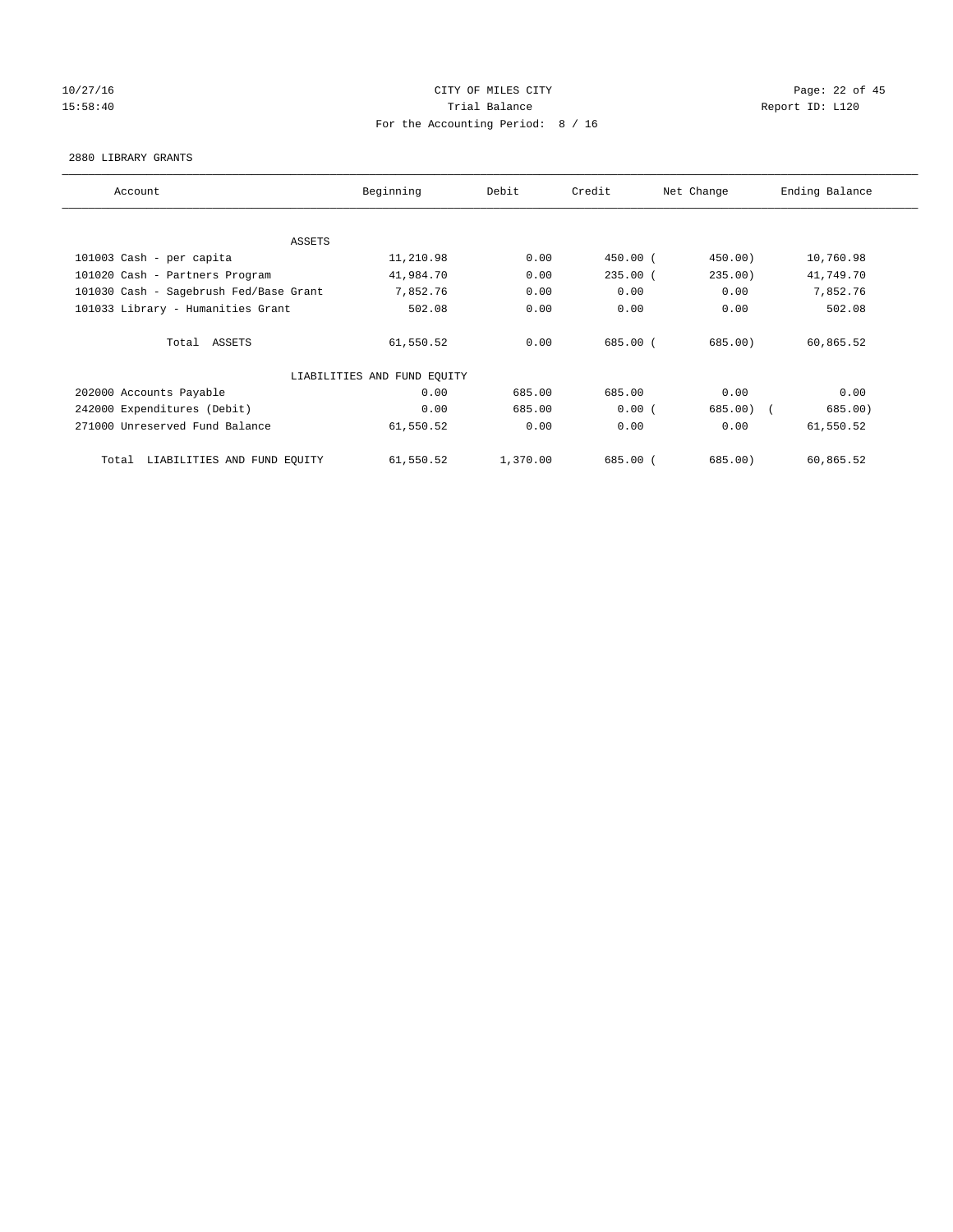10/27/16 CITY OF MILES CITY
15:58:40 Trial Balance Report ID: L120
For the Accounting Period: 8 / 16

2880 LIBRARY GRANTS

| Account | Beginning | Debit | Credit | Net Change | Ending Balance |
|---|---|---|---|---|---|
| ASSETS | | | | | |
| 101003 Cash - per capita | 11,210.98 | 0.00 | 450.00 | ( 450.00) | 10,760.98 |
| 101020 Cash - Partners Program | 41,984.70 | 0.00 | 235.00 | ( 235.00) | 41,749.70 |
| 101030 Cash - Sagebrush Fed/Base Grant | 7,852.76 | 0.00 | 0.00 | 0.00 | 7,852.76 |
| 101033 Library - Humanities Grant | 502.08 | 0.00 | 0.00 | 0.00 | 502.08 |
| Total ASSETS | 61,550.52 | 0.00 | 685.00 | ( 685.00) | 60,865.52 |
| LIABILITIES AND FUND EQUITY | | | | | |
| 202000 Accounts Payable | 0.00 | 685.00 | 685.00 | 0.00 | 0.00 |
| 242000 Expenditures (Debit) | 0.00 | 685.00 | 0.00 | ( 685.00) | ( 685.00) |
| 271000 Unreserved Fund Balance | 61,550.52 | 0.00 | 0.00 | 0.00 | 61,550.52 |
| Total LIABILITIES AND FUND EQUITY | 61,550.52 | 1,370.00 | 685.00 | ( 685.00) | 60,865.52 |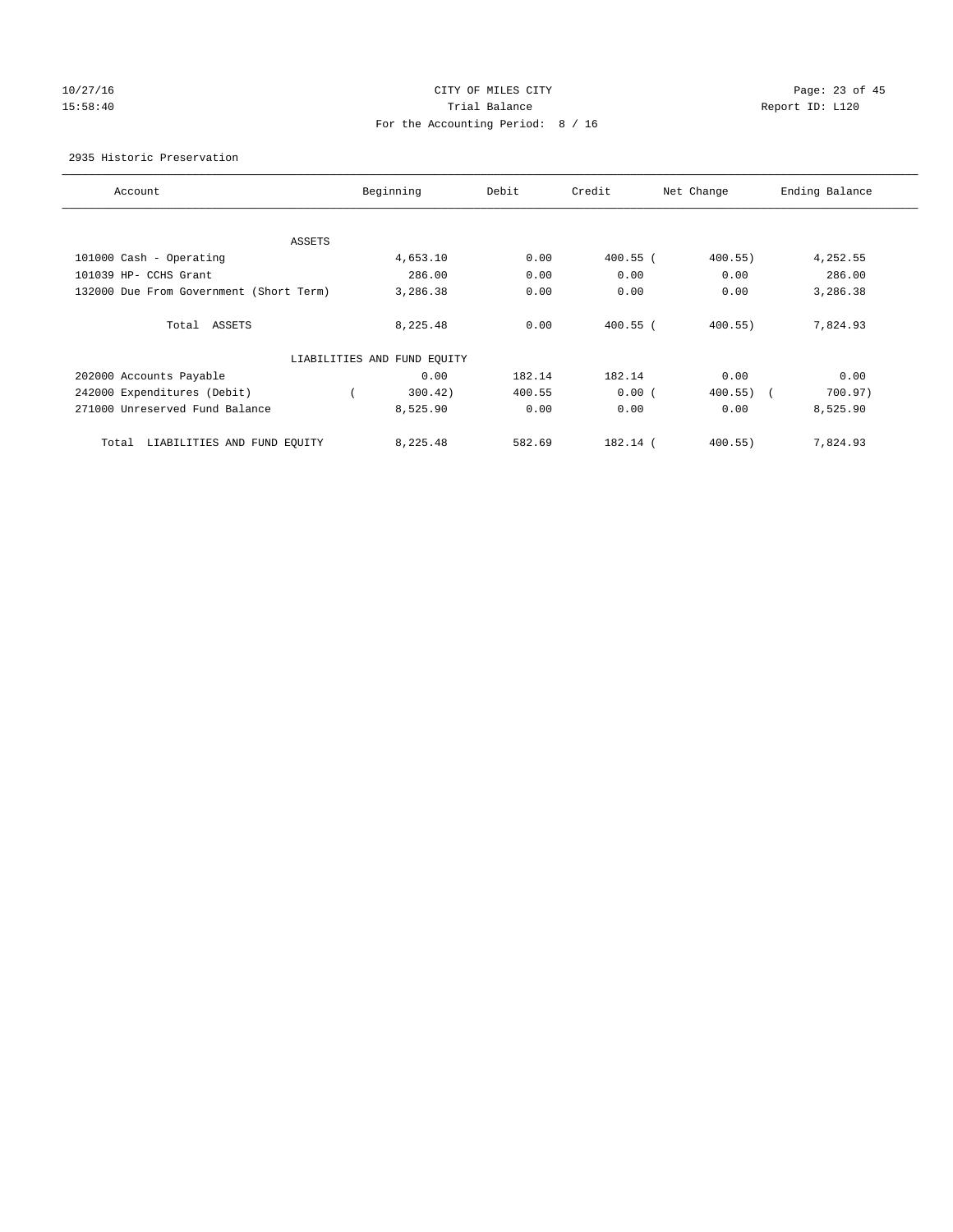CITY OF MILES CITY
Trial Balance
For the Accounting Period: 8 / 16

10/27/16
15:58:40

Report ID: L120

2935 Historic Preservation

| Account | Beginning | Debit | Credit | Net Change | Ending Balance |
|---|---|---|---|---|---|
| ASSETS | | | | | |
| 101000 Cash - Operating | 4,653.10 | 0.00 | 400.55 | ( 400.55) | 4,252.55 |
| 101039 HP- CCHS Grant | 286.00 | 0.00 | 0.00 | 0.00 | 286.00 |
| 132000 Due From Government (Short Term) | 3,286.38 | 0.00 | 0.00 | 0.00 | 3,286.38 |
| Total ASSETS | 8,225.48 | 0.00 | 400.55 | ( 400.55) | 7,824.93 |
| LIABILITIES AND FUND EQUITY | | | | | |
| 202000 Accounts Payable | 0.00 | 182.14 | 182.14 | 0.00 | 0.00 |
| 242000 Expenditures (Debit) | ( 300.42) | 400.55 | 0.00 | ( 400.55) | ( 700.97) |
| 271000 Unreserved Fund Balance | 8,525.90 | 0.00 | 0.00 | 0.00 | 8,525.90 |
| Total LIABILITIES AND FUND EQUITY | 8,225.48 | 582.69 | 182.14 | ( 400.55) | 7,824.93 |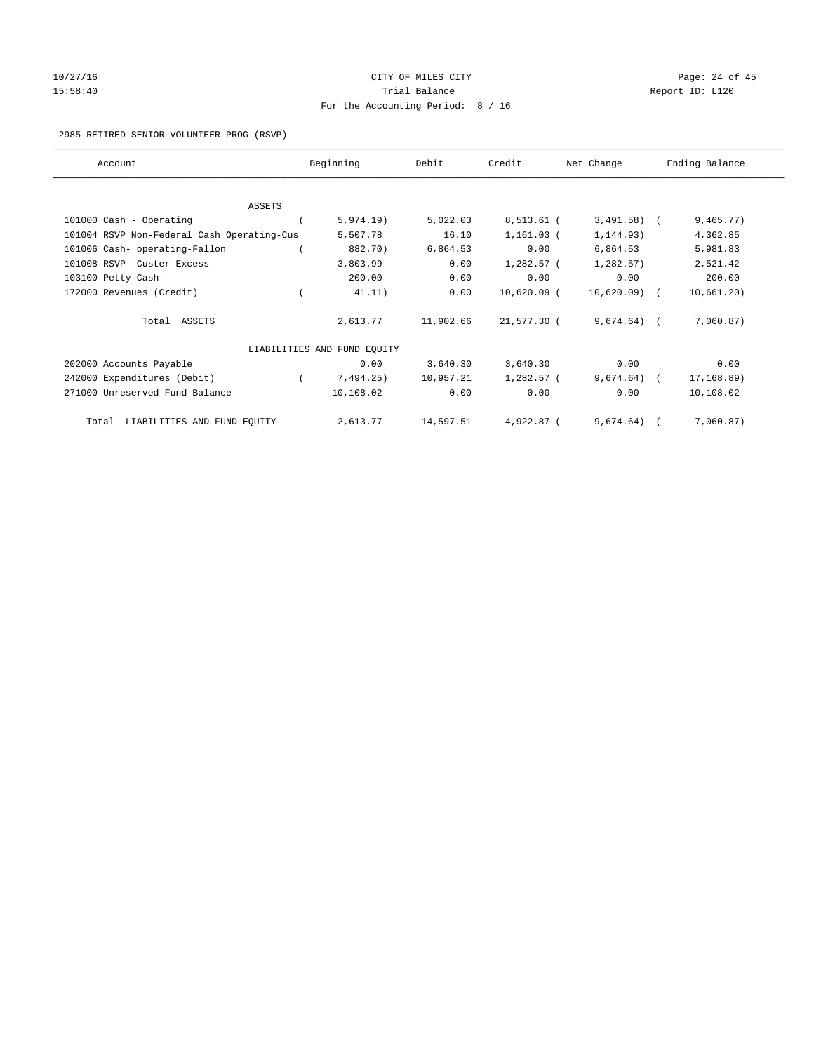CITY OF MILES CITY
Trial Balance
For the Accounting Period: 8 / 16

10/27/16
15:58:40

Report ID: L120

2985 RETIRED SENIOR VOLUNTEER PROG (RSVP)

| Account | Beginning | Debit | Credit | Net Change | Ending Balance |
|---|---|---|---|---|---|
| ASSETS | | | | | |
| 101000 Cash - Operating | ( 5,974.19) | 5,022.03 | 8,513.61 | ( 3,491.58) | ( 9,465.77) |
| 101004 RSVP Non-Federal Cash Operating-Cus | 5,507.78 | 16.10 | 1,161.03 | ( 1,144.93) | 4,362.85 |
| 101006 Cash- operating-Fallon | ( 882.70) | 6,864.53 | 0.00 | 6,864.53 | 5,981.83 |
| 101008 RSVP- Custer Excess | 3,803.99 | 0.00 | 1,282.57 | ( 1,282.57) | 2,521.42 |
| 103100 Petty Cash- | 200.00 | 0.00 | 0.00 | 0.00 | 200.00 |
| 172000 Revenues (Credit) | ( 41.11) | 0.00 | 10,620.09 | ( 10,620.09) | ( 10,661.20) |
| Total ASSETS | 2,613.77 | 11,902.66 | 21,577.30 | ( 9,674.64) | ( 7,060.87) |
| LIABILITIES AND FUND EQUITY | | | | | |
| 202000 Accounts Payable | 0.00 | 3,640.30 | 3,640.30 | 0.00 | 0.00 |
| 242000 Expenditures (Debit) | ( 7,494.25) | 10,957.21 | 1,282.57 | ( 9,674.64) | ( 17,168.89) |
| 271000 Unreserved Fund Balance | 10,108.02 | 0.00 | 0.00 | 0.00 | 10,108.02 |
| Total LIABILITIES AND FUND EQUITY | 2,613.77 | 14,597.51 | 4,922.87 | ( 9,674.64) | ( 7,060.87) |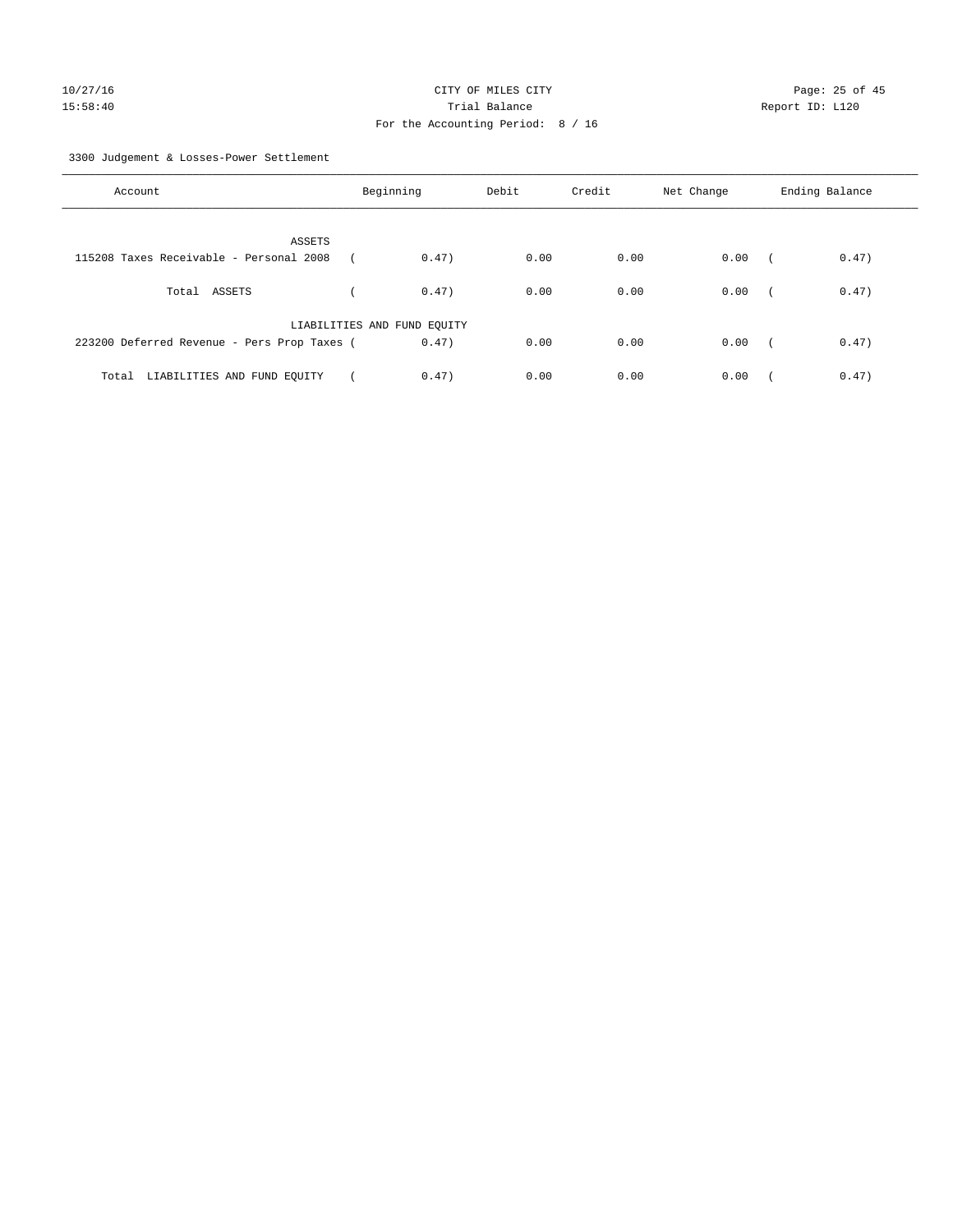CITY OF MILES CITY
Trial Balance
For the Accounting Period: 8 / 16

10/27/16
15:58:40

Report ID: L120

3300 Judgement & Losses-Power Settlement

| Account | Beginning | Debit | Credit | Net Change | Ending Balance |
|---|---|---|---|---|---|
| ASSETS | | | | | |
| 115208 Taxes Receivable - Personal 2008 | ( 0.47) | 0.00 | 0.00 | 0.00 | ( 0.47) |
| Total ASSETS | ( 0.47) | 0.00 | 0.00 | 0.00 | ( 0.47) |
| LIABILITIES AND FUND EQUITY | | | | | |
| 223200 Deferred Revenue - Pers Prop Taxes | ( 0.47) | 0.00 | 0.00 | 0.00 | ( 0.47) |
| Total LIABILITIES AND FUND EQUITY | ( 0.47) | 0.00 | 0.00 | 0.00 | ( 0.47) |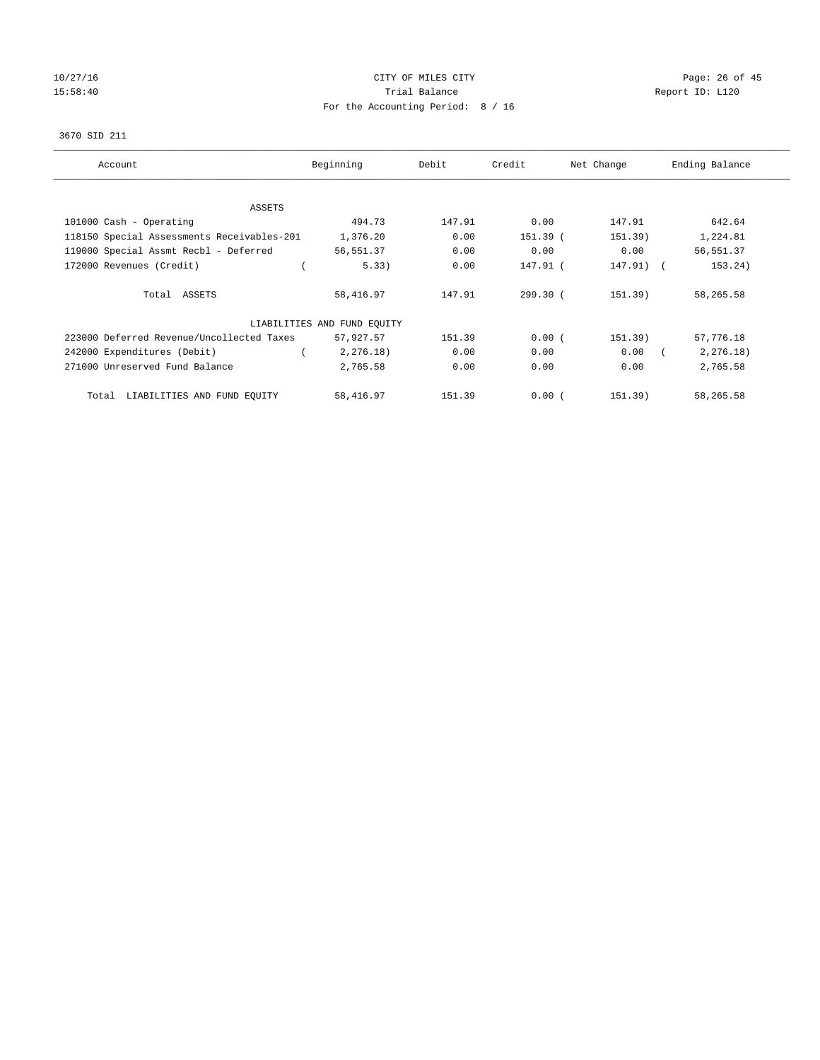10/27/16 CITY OF MILES CITY
15:58:40 Trial Balance Report ID: L120
For the Accounting Period: 8 / 16

3670 SID 211

| Account | Beginning | Debit | Credit | Net Change | Ending Balance |
|---|---|---|---|---|---|
| ASSETS | | | | | |
| 101000 Cash - Operating | 494.73 | 147.91 | 0.00 | 147.91 | 642.64 |
| 118150 Special Assessments Receivables-201 | 1,376.20 | 0.00 | 151.39 | ( 151.39) | 1,224.81 |
| 119000 Special Assmt Recbl - Deferred | 56,551.37 | 0.00 | 0.00 | 0.00 | 56,551.37 |
| 172000 Revenues (Credit) | ( 5.33) | 0.00 | 147.91 | ( 147.91) | ( 153.24) |
| Total ASSETS | 58,416.97 | 147.91 | 299.30 | ( 151.39) | 58,265.58 |
| LIABILITIES AND FUND EQUITY | | | | | |
| 223000 Deferred Revenue/Uncollected Taxes | 57,927.57 | 151.39 | 0.00 | ( 151.39) | 57,776.18 |
| 242000 Expenditures (Debit) | ( 2,276.18) | 0.00 | 0.00 | 0.00 | ( 2,276.18) |
| 271000 Unreserved Fund Balance | 2,765.58 | 0.00 | 0.00 | 0.00 | 2,765.58 |
| Total LIABILITIES AND FUND EQUITY | 58,416.97 | 151.39 | 0.00 | ( 151.39) | 58,265.58 |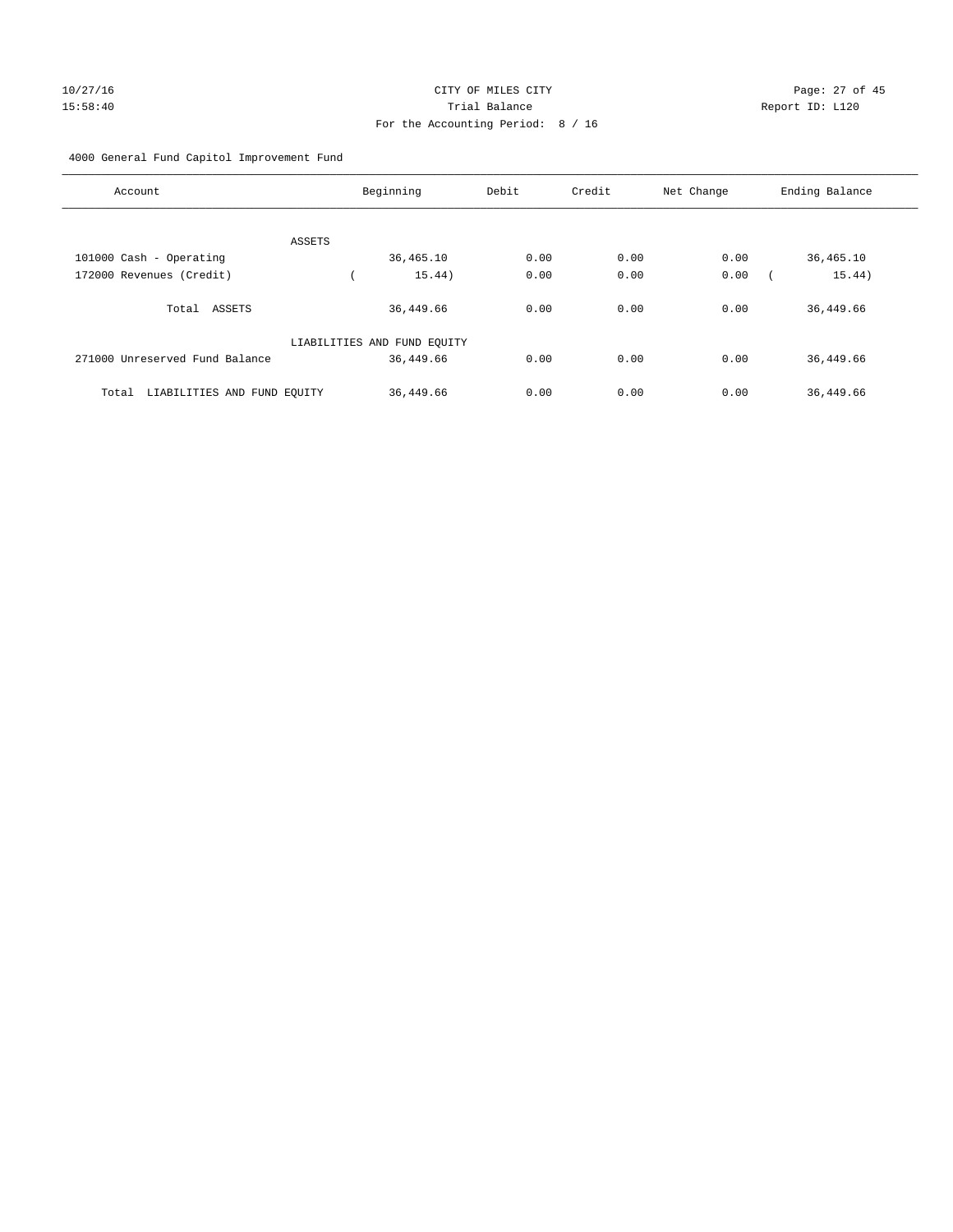CITY OF MILES CITY
Trial Balance
For the Accounting Period: 8 / 16

10/27/16
15:58:40

Report ID: L120

4000 General Fund Capitol Improvement Fund

| Account | Beginning | Debit | Credit | Net Change | Ending Balance |
|---|---|---|---|---|---|
| ASSETS | | | | | |
| 101000 Cash - Operating | 36,465.10 | 0.00 | 0.00 | 0.00 | 36,465.10 |
| 172000 Revenues (Credit) | ( 15.44) | 0.00 | 0.00 | 0.00 | ( 15.44) |
| Total ASSETS | 36,449.66 | 0.00 | 0.00 | 0.00 | 36,449.66 |
| LIABILITIES AND FUND EQUITY | | | | | |
| 271000 Unreserved Fund Balance | 36,449.66 | 0.00 | 0.00 | 0.00 | 36,449.66 |
| Total LIABILITIES AND FUND EQUITY | 36,449.66 | 0.00 | 0.00 | 0.00 | 36,449.66 |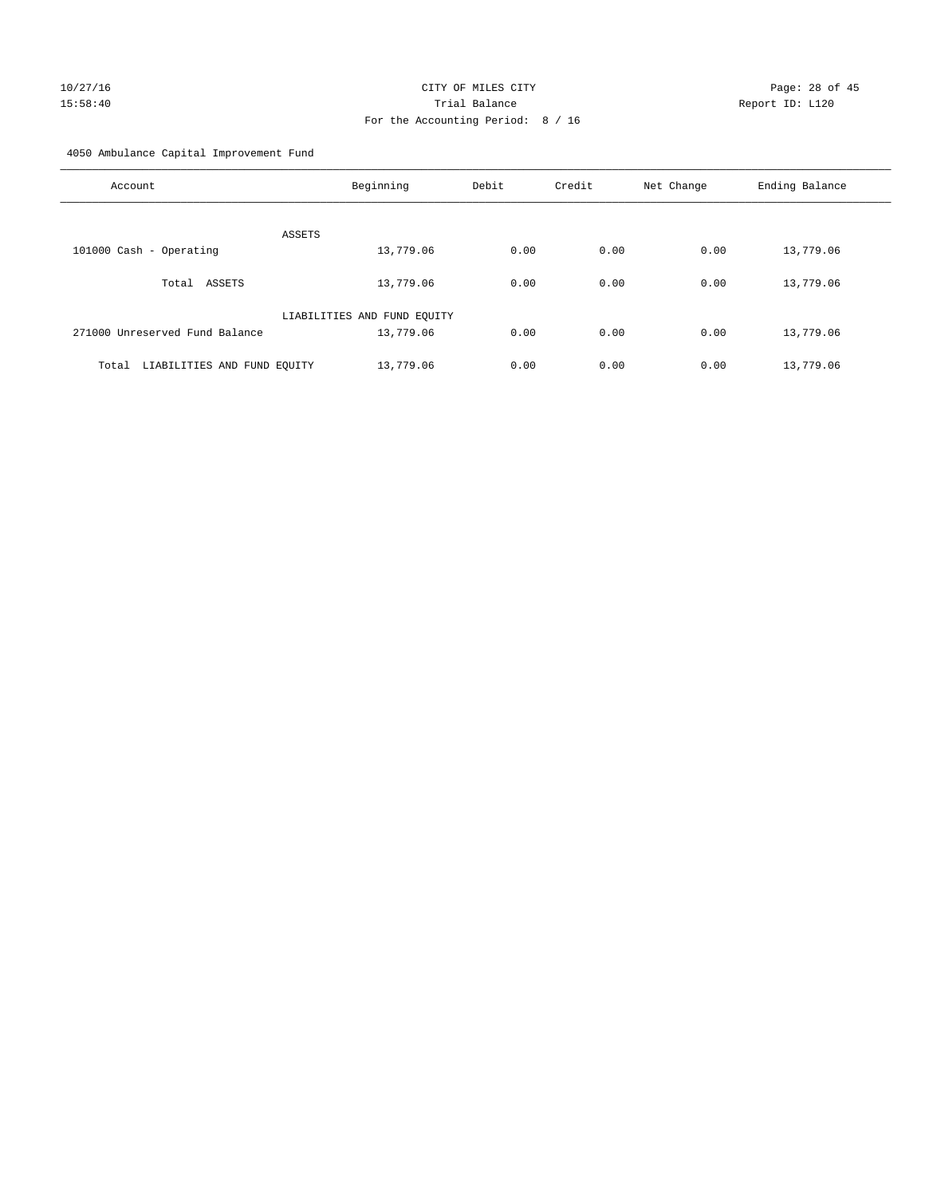CITY OF MILES CITY

Trial Balance

Report ID: L120

For the Accounting Period: 8 / 16

4050 Ambulance Capital Improvement Fund

| Account | Beginning | Debit | Credit | Net Change | Ending Balance |
|---|---|---|---|---|---|
| ASSETS | | | | | |
| 101000 Cash - Operating | 13,779.06 | 0.00 | 0.00 | 0.00 | 13,779.06 |
| Total ASSETS | 13,779.06 | 0.00 | 0.00 | 0.00 | 13,779.06 |
| LIABILITIES AND FUND EQUITY | | | | | |
| 271000 Unreserved Fund Balance | 13,779.06 | 0.00 | 0.00 | 0.00 | 13,779.06 |
| Total LIABILITIES AND FUND EQUITY | 13,779.06 | 0.00 | 0.00 | 0.00 | 13,779.06 |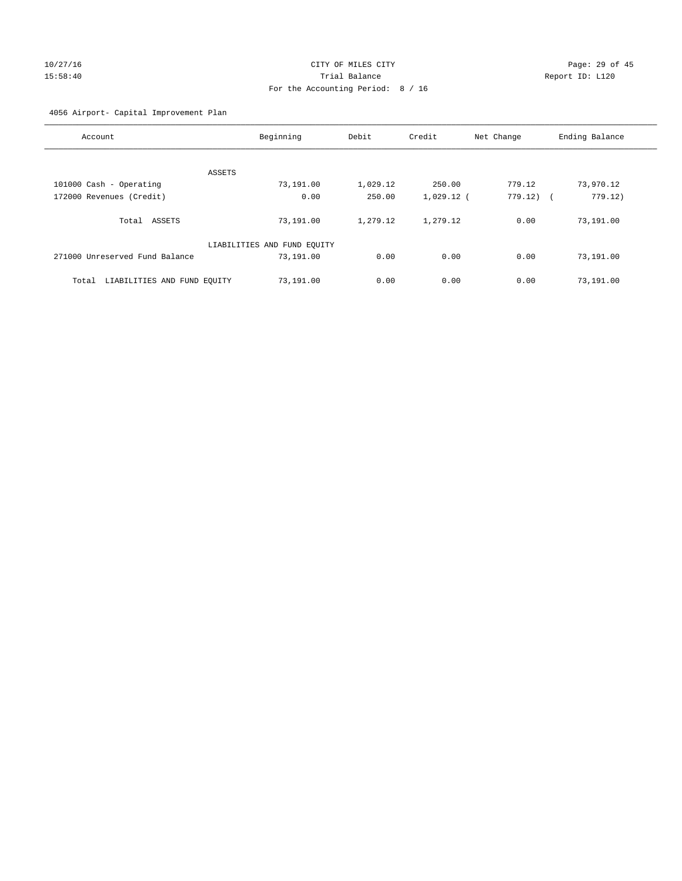CITY OF MILES CITY
Trial Balance
For the Accounting Period: 8 / 16

10/27/16
15:58:40

Page: 29 of 45
Report ID: L120

4056 Airport- Capital Improvement Plan

| Account | Beginning | Debit | Credit | Net Change | Ending Balance |
|---|---|---|---|---|---|
| ASSETS | | | | | |
| 101000 Cash - Operating | 73,191.00 | 1,029.12 | 250.00 | 779.12 | 73,970.12 |
| 172000 Revenues (Credit) | 0.00 | 250.00 | 1,029.12 | ( 779.12) | ( 779.12) |
| Total ASSETS | 73,191.00 | 1,279.12 | 1,279.12 | 0.00 | 73,191.00 |
| LIABILITIES AND FUND EQUITY | | | | | |
| 271000 Unreserved Fund Balance | 73,191.00 | 0.00 | 0.00 | 0.00 | 73,191.00 |
| Total LIABILITIES AND FUND EQUITY | 73,191.00 | 0.00 | 0.00 | 0.00 | 73,191.00 |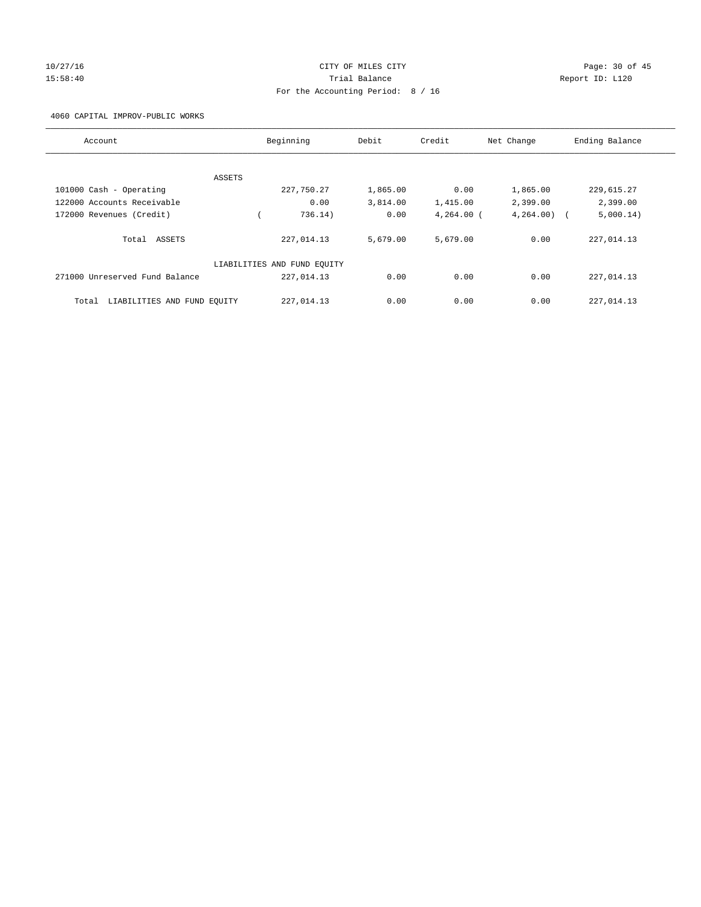CITY OF MILES CITY
Trial Balance
For the Accounting Period: 8 / 16

10/27/16
15:58:40

Report ID: L120

4060 CAPITAL IMPROV-PUBLIC WORKS

| Account | Beginning | Debit | Credit | Net Change | Ending Balance |
|---|---|---|---|---|---|
| ASSETS | | | | | |
| 101000 Cash - Operating | 227,750.27 | 1,865.00 | 0.00 | 1,865.00 | 229,615.27 |
| 122000 Accounts Receivable | 0.00 | 3,814.00 | 1,415.00 | 2,399.00 | 2,399.00 |
| 172000 Revenues (Credit) | ( 736.14) | 0.00 | 4,264.00 | ( 4,264.00) | ( 5,000.14) |
| Total ASSETS | 227,014.13 | 5,679.00 | 5,679.00 | 0.00 | 227,014.13 |
| LIABILITIES AND FUND EQUITY | | | | | |
| 271000 Unreserved Fund Balance | 227,014.13 | 0.00 | 0.00 | 0.00 | 227,014.13 |
| Total LIABILITIES AND FUND EQUITY | 227,014.13 | 0.00 | 0.00 | 0.00 | 227,014.13 |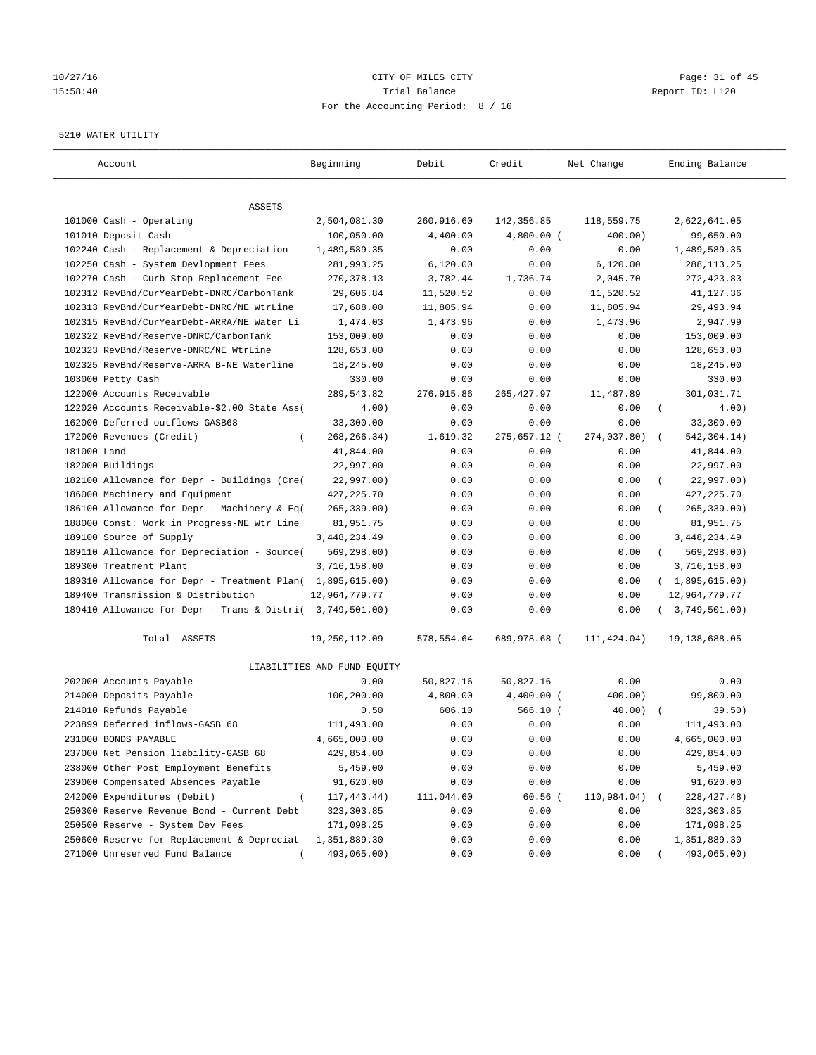10/27/16 CITY OF MILES CITY
15:58:40 Trial Balance Report ID: L120
For the Accounting Period: 8 / 16

5210 WATER UTILITY

| Account | Beginning | Debit | Credit | Net Change | Ending Balance |
|---|---|---|---|---|---|
| ASSETS | | | | | |
| 101000 Cash - Operating | 2,504,081.30 | 260,916.60 | 142,356.85 | 118,559.75 | 2,622,641.05 |
| 101010 Deposit Cash | 100,050.00 | 4,400.00 | 4,800.00 | (400.00) | 99,650.00 |
| 102240 Cash - Replacement & Depreciation | 1,489,589.35 | 0.00 | 0.00 | 0.00 | 1,489,589.35 |
| 102250 Cash - System Devlopment Fees | 281,993.25 | 6,120.00 | 0.00 | 6,120.00 | 288,113.25 |
| 102270 Cash - Curb Stop Replacement Fee | 270,378.13 | 3,782.44 | 1,736.74 | 2,045.70 | 272,423.83 |
| 102312 RevBnd/CurYearDebt-DNRC/CarbonTank | 29,606.84 | 11,520.52 | 0.00 | 11,520.52 | 41,127.36 |
| 102313 RevBnd/CurYearDebt-DNRC/NE WtrLine | 17,688.00 | 11,805.94 | 0.00 | 11,805.94 | 29,493.94 |
| 102315 RevBnd/CurYearDebt-ARRA/NE Water Li | 1,474.03 | 1,473.96 | 0.00 | 1,473.96 | 2,947.99 |
| 102322 RevBnd/Reserve-DNRC/CarbonTank | 153,009.00 | 0.00 | 0.00 | 0.00 | 153,009.00 |
| 102323 RevBnd/Reserve-DNRC/NE WtrLine | 128,653.00 | 0.00 | 0.00 | 0.00 | 128,653.00 |
| 102325 RevBnd/Reserve-ARRA B-NE Waterline | 18,245.00 | 0.00 | 0.00 | 0.00 | 18,245.00 |
| 103000 Petty Cash | 330.00 | 0.00 | 0.00 | 0.00 | 330.00 |
| 122000 Accounts Receivable | 289,543.82 | 276,915.86 | 265,427.97 | 11,487.89 | 301,031.71 |
| 122020 Accounts Receivable-$2.00 State Ass( | 4.00) | 0.00 | 0.00 | 0.00 | (4.00) |
| 162000 Deferred outflows-GASB68 | 33,300.00 | 0.00 | 0.00 | 0.00 | 33,300.00 |
| 172000 Revenues (Credit) | (268,266.34) | 1,619.32 | 275,657.12 | (274,037.80) | (542,304.14) |
| 181000 Land | 41,844.00 | 0.00 | 0.00 | 0.00 | 41,844.00 |
| 182000 Buildings | 22,997.00 | 0.00 | 0.00 | 0.00 | 22,997.00 |
| 182100 Allowance for Depr - Buildings (Cre( | 22,997.00) | 0.00 | 0.00 | 0.00 | (22,997.00) |
| 186000 Machinery and Equipment | 427,225.70 | 0.00 | 0.00 | 0.00 | 427,225.70 |
| 186100 Allowance for Depr - Machinery & Eq( | 265,339.00) | 0.00 | 0.00 | 0.00 | (265,339.00) |
| 188000 Const. Work in Progress-NE Wtr Line | 81,951.75 | 0.00 | 0.00 | 0.00 | 81,951.75 |
| 189100 Source of Supply | 3,448,234.49 | 0.00 | 0.00 | 0.00 | 3,448,234.49 |
| 189110 Allowance for Depreciation - Source( | 569,298.00) | 0.00 | 0.00 | 0.00 | (569,298.00) |
| 189300 Treatment Plant | 3,716,158.00 | 0.00 | 0.00 | 0.00 | 3,716,158.00 |
| 189310 Allowance for Depr - Treatment Plan( | 1,895,615.00) | 0.00 | 0.00 | 0.00 | (1,895,615.00) |
| 189400 Transmission & Distribution | 12,964,779.77 | 0.00 | 0.00 | 0.00 | 12,964,779.77 |
| 189410 Allowance for Depr - Trans & Distri( | 3,749,501.00) | 0.00 | 0.00 | 0.00 | (3,749,501.00) |
| Total ASSETS | 19,250,112.09 | 578,554.64 | 689,978.68 | (111,424.04) | 19,138,688.05 |
| LIABILITIES AND FUND EQUITY | | | | | |
| 202000 Accounts Payable | 0.00 | 50,827.16 | 50,827.16 | 0.00 | 0.00 |
| 214000 Deposits Payable | 100,200.00 | 4,800.00 | 4,400.00 | (400.00) | 99,800.00 |
| 214010 Refunds Payable | 0.50 | 606.10 | 566.10 | (40.00) | (39.50) |
| 223899 Deferred inflows-GASB 68 | 111,493.00 | 0.00 | 0.00 | 0.00 | 111,493.00 |
| 231000 BONDS PAYABLE | 4,665,000.00 | 0.00 | 0.00 | 0.00 | 4,665,000.00 |
| 237000 Net Pension liability-GASB 68 | 429,854.00 | 0.00 | 0.00 | 0.00 | 429,854.00 |
| 238000 Other Post Employment Benefits | 5,459.00 | 0.00 | 0.00 | 0.00 | 5,459.00 |
| 239000 Compensated Absences Payable | 91,620.00 | 0.00 | 0.00 | 0.00 | 91,620.00 |
| 242000 Expenditures (Debit) | (117,443.44) | 111,044.60 | 60.56 | (110,984.04) | (228,427.48) |
| 250300 Reserve Revenue Bond - Current Debt | 323,303.85 | 0.00 | 0.00 | 0.00 | 323,303.85 |
| 250500 Reserve - System Dev Fees | 171,098.25 | 0.00 | 0.00 | 0.00 | 171,098.25 |
| 250600 Reserve for Replacement & Depreciat | 1,351,889.30 | 0.00 | 0.00 | 0.00 | 1,351,889.30 |
| 271000 Unreserved Fund Balance | (493,065.00) | 0.00 | 0.00 | 0.00 | (493,065.00) |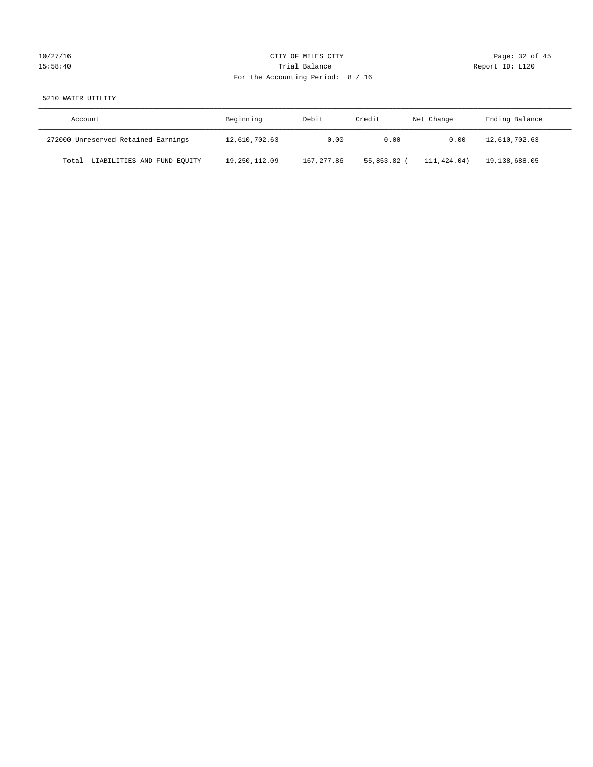CITY OF MILES CITY

Trial Balance

For the Accounting Period: 8 / 16

5210 WATER UTILITY

| Account | Beginning | Debit | Credit | Net Change | Ending Balance |
|---|---|---|---|---|---|
| 272000 Unreserved Retained Earnings | 12,610,702.63 | 0.00 | 0.00 | 0.00 | 12,610,702.63 |
| Total LIABILITIES AND FUND EQUITY | 19,250,112.09 | 167,277.86 | 55,853.82 | ( 111,424.04) | 19,138,688.05 |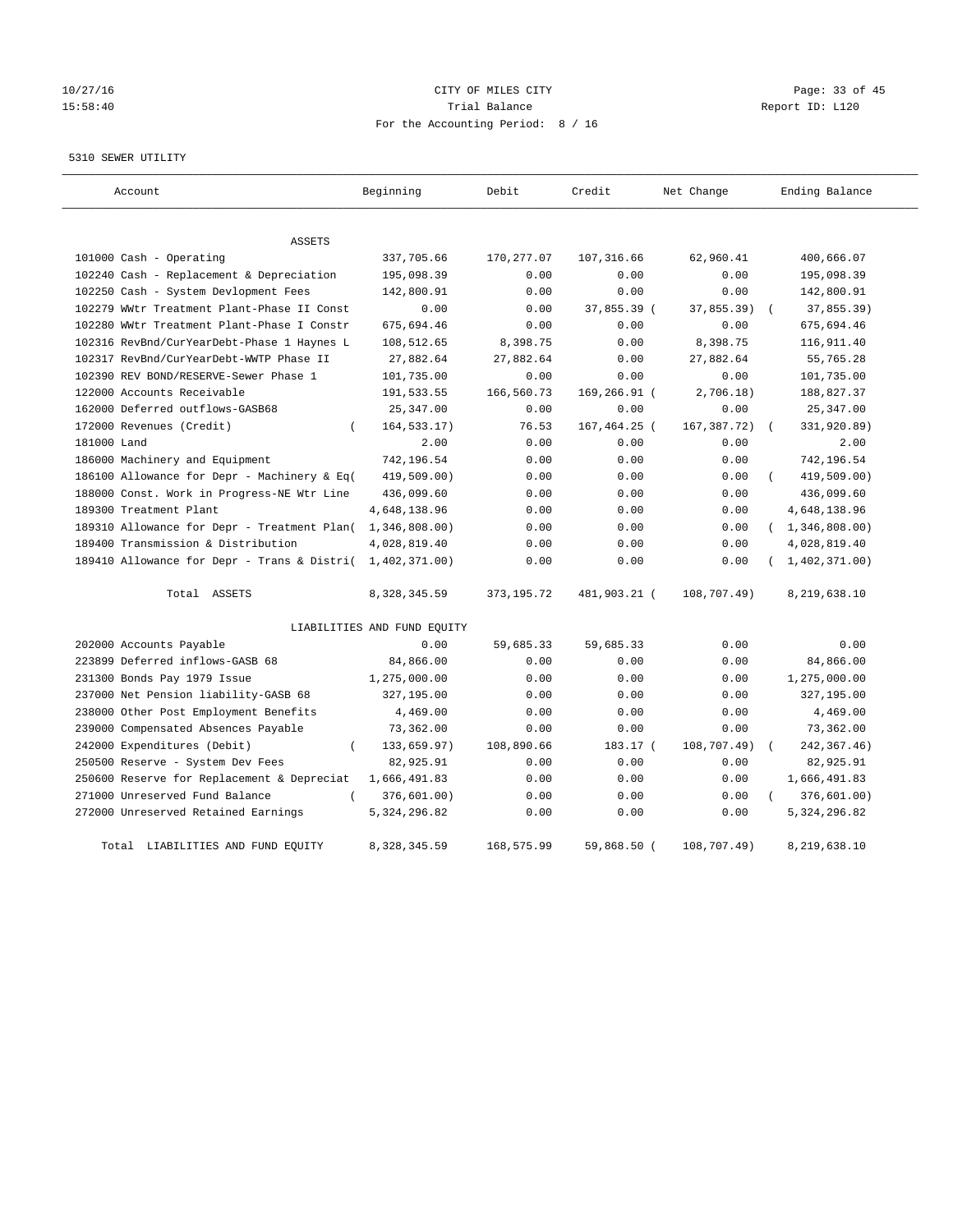CITY OF MILES CITY
Trial Balance
For the Accounting Period: 8 / 16

Report ID: L120

5310 SEWER UTILITY

| Account | Beginning | Debit | Credit | Net Change | Ending Balance |
|---|---|---|---|---|---|
| ASSETS | | | | | |
| 101000 Cash - Operating | 337,705.66 | 170,277.07 | 107,316.66 | 62,960.41 | 400,666.07 |
| 102240 Cash - Replacement & Depreciation | 195,098.39 | 0.00 | 0.00 | 0.00 | 195,098.39 |
| 102250 Cash - System Devlopment Fees | 142,800.91 | 0.00 | 0.00 | 0.00 | 142,800.91 |
| 102279 WWtr Treatment Plant-Phase II Const | 0.00 | 0.00 | 37,855.39 | (37,855.39) | (37,855.39) |
| 102280 WWtr Treatment Plant-Phase I Constr | 675,694.46 | 0.00 | 0.00 | 0.00 | 675,694.46 |
| 102316 RevBnd/CurYearDebt-Phase 1 Haynes L | 108,512.65 | 8,398.75 | 0.00 | 8,398.75 | 116,911.40 |
| 102317 RevBnd/CurYearDebt-WWTP Phase II | 27,882.64 | 27,882.64 | 0.00 | 27,882.64 | 55,765.28 |
| 102390 REV BOND/RESERVE-Sewer Phase 1 | 101,735.00 | 0.00 | 0.00 | 0.00 | 101,735.00 |
| 122000 Accounts Receivable | 191,533.55 | 166,560.73 | 169,266.91 | (2,706.18) | 188,827.37 |
| 162000 Deferred outflows-GASB68 | 25,347.00 | 0.00 | 0.00 | 0.00 | 25,347.00 |
| 172000 Revenues (Credit) | (164,533.17) | 76.53 | 167,464.25 | (167,387.72) | (331,920.89) |
| 181000 Land | 2.00 | 0.00 | 0.00 | 0.00 | 2.00 |
| 186000 Machinery and Equipment | 742,196.54 | 0.00 | 0.00 | 0.00 | 742,196.54 |
| 186100 Allowance for Depr - Machinery & Eq | (419,509.00) | 0.00 | 0.00 | 0.00 | (419,509.00) |
| 188000 Const. Work in Progress-NE Wtr Line | 436,099.60 | 0.00 | 0.00 | 0.00 | 436,099.60 |
| 189300 Treatment Plant | 4,648,138.96 | 0.00 | 0.00 | 0.00 | 4,648,138.96 |
| 189310 Allowance for Depr - Treatment Plan | (1,346,808.00) | 0.00 | 0.00 | 0.00 | (1,346,808.00) |
| 189400 Transmission & Distribution | 4,028,819.40 | 0.00 | 0.00 | 0.00 | 4,028,819.40 |
| 189410 Allowance for Depr - Trans & Distri | (1,402,371.00) | 0.00 | 0.00 | 0.00 | (1,402,371.00) |
| Total ASSETS | 8,328,345.59 | 373,195.72 | 481,903.21 | (108,707.49) | 8,219,638.10 |
| LIABILITIES AND FUND EQUITY | | | | | |
| 202000 Accounts Payable | 0.00 | 59,685.33 | 59,685.33 | 0.00 | 0.00 |
| 223899 Deferred inflows-GASB 68 | 84,866.00 | 0.00 | 0.00 | 0.00 | 84,866.00 |
| 231300 Bonds Pay 1979 Issue | 1,275,000.00 | 0.00 | 0.00 | 0.00 | 1,275,000.00 |
| 237000 Net Pension liability-GASB 68 | 327,195.00 | 0.00 | 0.00 | 0.00 | 327,195.00 |
| 238000 Other Post Employment Benefits | 4,469.00 | 0.00 | 0.00 | 0.00 | 4,469.00 |
| 239000 Compensated Absences Payable | 73,362.00 | 0.00 | 0.00 | 0.00 | 73,362.00 |
| 242000 Expenditures (Debit) | (133,659.97) | 108,890.66 | 183.17 | (108,707.49) | (242,367.46) |
| 250500 Reserve - System Dev Fees | 82,925.91 | 0.00 | 0.00 | 0.00 | 82,925.91 |
| 250600 Reserve for Replacement & Depreciat | 1,666,491.83 | 0.00 | 0.00 | 0.00 | 1,666,491.83 |
| 271000 Unreserved Fund Balance | (376,601.00) | 0.00 | 0.00 | 0.00 | (376,601.00) |
| 272000 Unreserved Retained Earnings | 5,324,296.82 | 0.00 | 0.00 | 0.00 | 5,324,296.82 |
| Total LIABILITIES AND FUND EQUITY | 8,328,345.59 | 168,575.99 | 59,868.50 | (108,707.49) | 8,219,638.10 |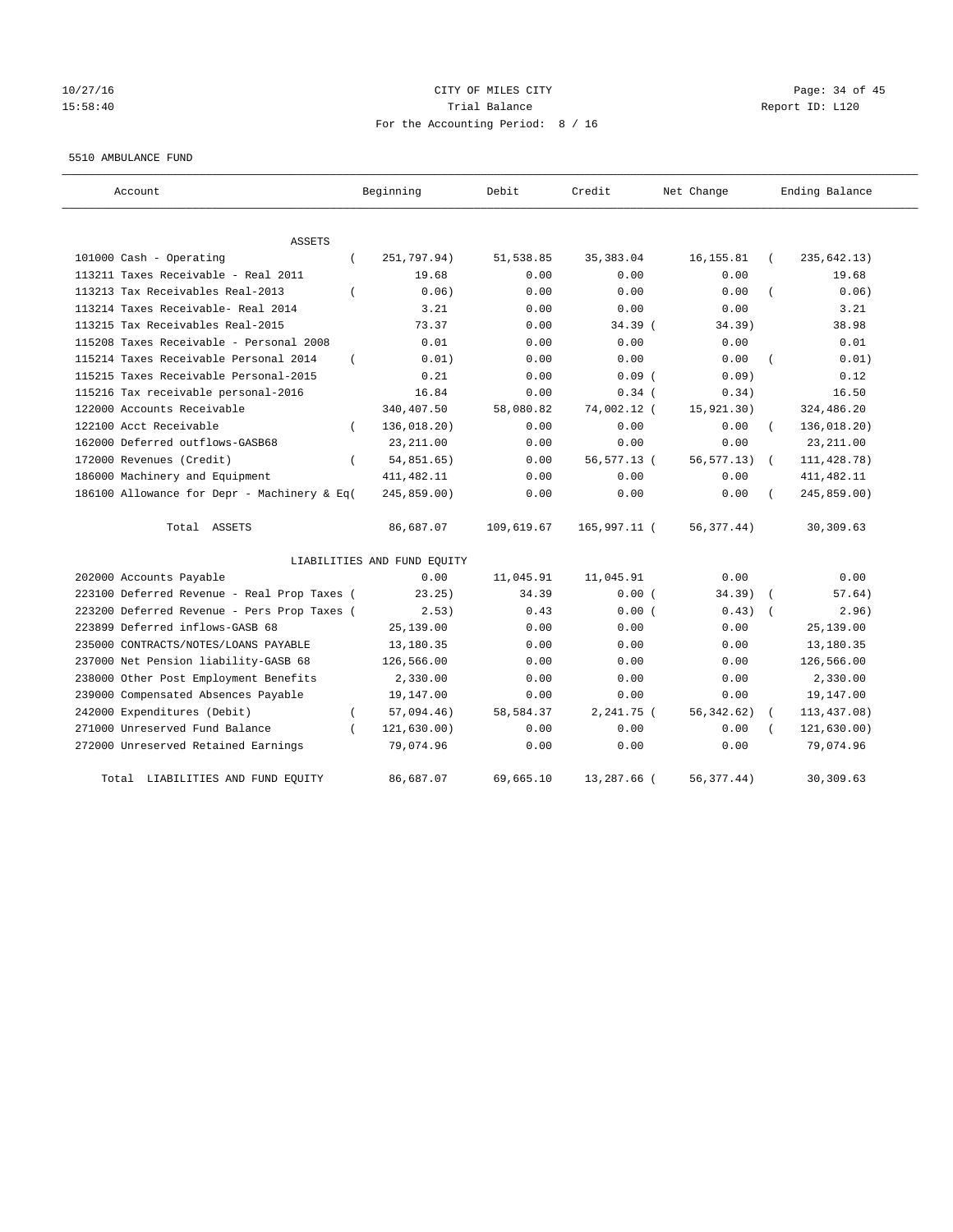10/27/16 CITY OF MILES CITY
15:58:40 Trial Balance Report ID: L120
For the Accounting Period: 8 / 16

5510 AMBULANCE FUND

| Account | Beginning | Debit | Credit | Net Change | Ending Balance |
|---|---|---|---|---|---|
| ASSETS | | | | | |
| 101000 Cash - Operating | ( 251,797.94) | 51,538.85 | 35,383.04 | 16,155.81 | ( 235,642.13) |
| 113211 Taxes Receivable - Real 2011 | 19.68 | 0.00 | 0.00 | 0.00 | 19.68 |
| 113213 Tax Receivables Real-2013 | ( 0.06) | 0.00 | 0.00 | 0.00 | ( 0.06) |
| 113214 Taxes Receivable- Real 2014 | 3.21 | 0.00 | 0.00 | 0.00 | 3.21 |
| 113215 Tax Receivables Real-2015 | 73.37 | 0.00 | 34.39 | ( 34.39) | 38.98 |
| 115208 Taxes Receivable - Personal 2008 | 0.01 | 0.00 | 0.00 | 0.00 | 0.01 |
| 115214 Taxes Receivable Personal 2014 | ( 0.01) | 0.00 | 0.00 | 0.00 | ( 0.01) |
| 115215 Taxes Receivable Personal-2015 | 0.21 | 0.00 | 0.09 | ( 0.09) | 0.12 |
| 115216 Tax receivable personal-2016 | 16.84 | 0.00 | 0.34 | ( 0.34) | 16.50 |
| 122000 Accounts Receivable | 340,407.50 | 58,080.82 | 74,002.12 | ( 15,921.30) | 324,486.20 |
| 122100 Acct Receivable | ( 136,018.20) | 0.00 | 0.00 | 0.00 | ( 136,018.20) |
| 162000 Deferred outflows-GASB68 | 23,211.00 | 0.00 | 0.00 | 0.00 | 23,211.00 |
| 172000 Revenues (Credit) | ( 54,851.65) | 0.00 | 56,577.13 | ( 56,577.13) | ( 111,428.78) |
| 186000 Machinery and Equipment | 411,482.11 | 0.00 | 0.00 | 0.00 | 411,482.11 |
| 186100 Allowance for Depr - Machinery & Eq | ( 245,859.00) | 0.00 | 0.00 | 0.00 | ( 245,859.00) |
| Total ASSETS | 86,687.07 | 109,619.67 | 165,997.11 | ( 56,377.44) | 30,309.63 |
| LIABILITIES AND FUND EQUITY | | | | | |
| 202000 Accounts Payable | 0.00 | 11,045.91 | 11,045.91 | 0.00 | 0.00 |
| 223100 Deferred Revenue - Real Prop Taxes | ( 23.25) | 34.39 | 0.00 | ( 34.39) | ( 57.64) |
| 223200 Deferred Revenue - Pers Prop Taxes | ( 2.53) | 0.43 | 0.00 | ( 0.43) | ( 2.96) |
| 223899 Deferred inflows-GASB 68 | 25,139.00 | 0.00 | 0.00 | 0.00 | 25,139.00 |
| 235000 CONTRACTS/NOTES/LOANS PAYABLE | 13,180.35 | 0.00 | 0.00 | 0.00 | 13,180.35 |
| 237000 Net Pension liability-GASB 68 | 126,566.00 | 0.00 | 0.00 | 0.00 | 126,566.00 |
| 238000 Other Post Employment Benefits | 2,330.00 | 0.00 | 0.00 | 0.00 | 2,330.00 |
| 239000 Compensated Absences Payable | 19,147.00 | 0.00 | 0.00 | 0.00 | 19,147.00 |
| 242000 Expenditures (Debit) | ( 57,094.46) | 58,584.37 | 2,241.75 | ( 56,342.62) | ( 113,437.08) |
| 271000 Unreserved Fund Balance | ( 121,630.00) | 0.00 | 0.00 | 0.00 | ( 121,630.00) |
| 272000 Unreserved Retained Earnings | 79,074.96 | 0.00 | 0.00 | 0.00 | 79,074.96 |
| Total LIABILITIES AND FUND EQUITY | 86,687.07 | 69,665.10 | 13,287.66 | ( 56,377.44) | 30,309.63 |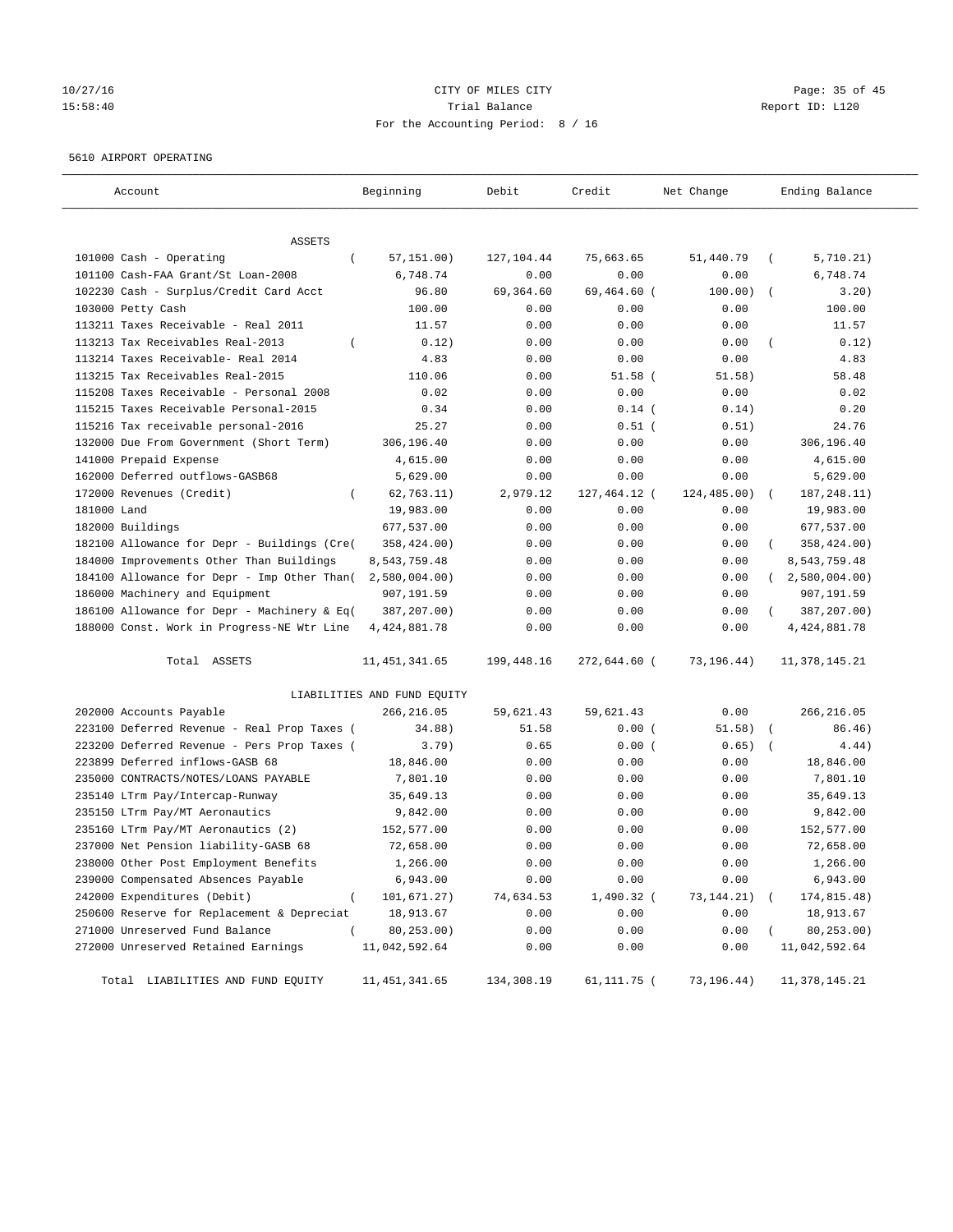10/27/16 CITY OF MILES CITY
15:58:40 Trial Balance Report ID: L120
For the Accounting Period: 8 / 16

5610 AIRPORT OPERATING

| Account | Beginning | Debit | Credit | Net Change | Ending Balance |
|---|---|---|---|---|---|
| ASSETS | | | | | |
| 101000 Cash - Operating | ( 57,151.00) | 127,104.44 | 75,663.65 | 51,440.79 | ( 5,710.21) |
| 101100 Cash-FAA Grant/St Loan-2008 | 6,748.74 | 0.00 | 0.00 | 0.00 | 6,748.74 |
| 102230 Cash - Surplus/Credit Card Acct | 96.80 | 69,364.60 | 69,464.60 | ( 100.00) | ( 3.20) |
| 103000 Petty Cash | 100.00 | 0.00 | 0.00 | 0.00 | 100.00 |
| 113211 Taxes Receivable - Real 2011 | 11.57 | 0.00 | 0.00 | 0.00 | 11.57 |
| 113213 Tax Receivables Real-2013 | ( 0.12) | 0.00 | 0.00 | 0.00 | ( 0.12) |
| 113214 Taxes Receivable- Real 2014 | 4.83 | 0.00 | 0.00 | 0.00 | 4.83 |
| 113215 Tax Receivables Real-2015 | 110.06 | 0.00 | 51.58 | ( 51.58) | 58.48 |
| 115208 Taxes Receivable - Personal 2008 | 0.02 | 0.00 | 0.00 | 0.00 | 0.02 |
| 115215 Taxes Receivable Personal-2015 | 0.34 | 0.00 | 0.14 | ( 0.14) | 0.20 |
| 115216 Tax receivable personal-2016 | 25.27 | 0.00 | 0.51 | ( 0.51) | 24.76 |
| 132000 Due From Government (Short Term) | 306,196.40 | 0.00 | 0.00 | 0.00 | 306,196.40 |
| 141000 Prepaid Expense | 4,615.00 | 0.00 | 0.00 | 0.00 | 4,615.00 |
| 162000 Deferred outflows-GASB68 | 5,629.00 | 0.00 | 0.00 | 0.00 | 5,629.00 |
| 172000 Revenues (Credit) | ( 62,763.11) | 2,979.12 | 127,464.12 | ( 124,485.00) | ( 187,248.11) |
| 181000 Land | 19,983.00 | 0.00 | 0.00 | 0.00 | 19,983.00 |
| 182000 Buildings | 677,537.00 | 0.00 | 0.00 | 0.00 | 677,537.00 |
| 182100 Allowance for Depr - Buildings (Cre( | 358,424.00) | 0.00 | 0.00 | 0.00 | ( 358,424.00) |
| 184000 Improvements Other Than Buildings | 8,543,759.48 | 0.00 | 0.00 | 0.00 | 8,543,759.48 |
| 184100 Allowance for Depr - Imp Other Than( | 2,580,004.00) | 0.00 | 0.00 | 0.00 | ( 2,580,004.00) |
| 186000 Machinery and Equipment | 907,191.59 | 0.00 | 0.00 | 0.00 | 907,191.59 |
| 186100 Allowance for Depr - Machinery & Eq( | 387,207.00) | 0.00 | 0.00 | 0.00 | ( 387,207.00) |
| 188000 Const. Work in Progress-NE Wtr Line | 4,424,881.78 | 0.00 | 0.00 | 0.00 | 4,424,881.78 |
| Total ASSETS | 11,451,341.65 | 199,448.16 | 272,644.60 | ( 73,196.44) | 11,378,145.21 |
| LIABILITIES AND FUND EQUITY | | | | | |
| 202000 Accounts Payable | 266,216.05 | 59,621.43 | 59,621.43 | 0.00 | 266,216.05 |
| 223100 Deferred Revenue - Real Prop Taxes ( | 34.88) | 51.58 | 0.00 | ( 51.58) | ( 86.46) |
| 223200 Deferred Revenue - Pers Prop Taxes ( | 3.79) | 0.65 | 0.00 | ( 0.65) | ( 4.44) |
| 223899 Deferred inflows-GASB 68 | 18,846.00 | 0.00 | 0.00 | 0.00 | 18,846.00 |
| 235000 CONTRACTS/NOTES/LOANS PAYABLE | 7,801.10 | 0.00 | 0.00 | 0.00 | 7,801.10 |
| 235140 LTrm Pay/Intercap-Runway | 35,649.13 | 0.00 | 0.00 | 0.00 | 35,649.13 |
| 235150 LTrm Pay/MT Aeronautics | 9,842.00 | 0.00 | 0.00 | 0.00 | 9,842.00 |
| 235160 LTrm Pay/MT Aeronautics (2) | 152,577.00 | 0.00 | 0.00 | 0.00 | 152,577.00 |
| 237000 Net Pension liability-GASB 68 | 72,658.00 | 0.00 | 0.00 | 0.00 | 72,658.00 |
| 238000 Other Post Employment Benefits | 1,266.00 | 0.00 | 0.00 | 0.00 | 1,266.00 |
| 239000 Compensated Absences Payable | 6,943.00 | 0.00 | 0.00 | 0.00 | 6,943.00 |
| 242000 Expenditures (Debit) | ( 101,671.27) | 74,634.53 | 1,490.32 | ( 73,144.21) | ( 174,815.48) |
| 250600 Reserve for Replacement & Depreciat | 18,913.67 | 0.00 | 0.00 | 0.00 | 18,913.67 |
| 271000 Unreserved Fund Balance | ( 80,253.00) | 0.00 | 0.00 | 0.00 | ( 80,253.00) |
| 272000 Unreserved Retained Earnings | 11,042,592.64 | 0.00 | 0.00 | 0.00 | 11,042,592.64 |
| Total LIABILITIES AND FUND EQUITY | 11,451,341.65 | 134,308.19 | 61,111.75 | ( 73,196.44) | 11,378,145.21 |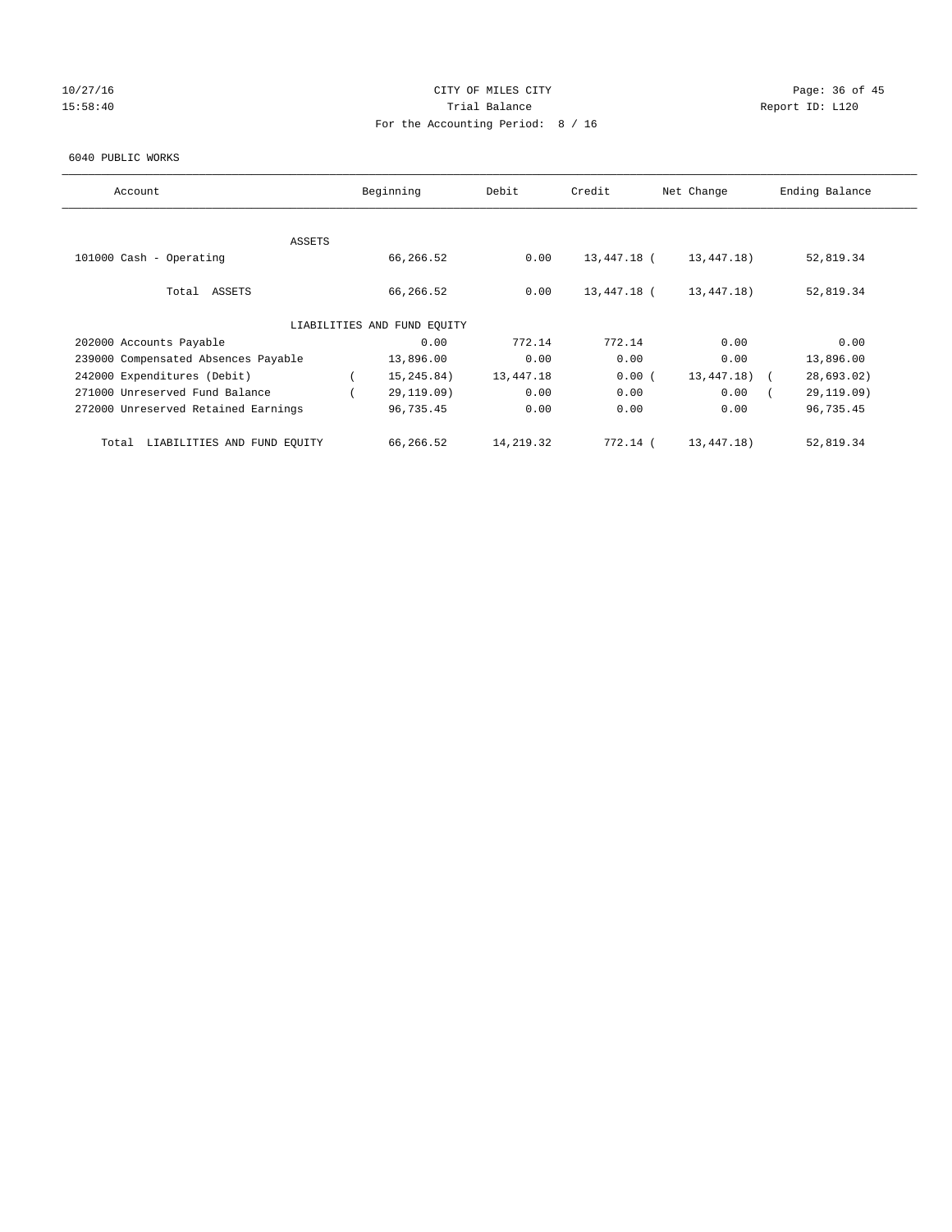CITY OF MILES CITY
Trial Balance
For the Accounting Period: 8 / 16

10/27/16
15:58:40

Report ID: L120

6040 PUBLIC WORKS

| Account | Beginning | Debit | Credit | Net Change | Ending Balance |
|---|---|---|---|---|---|
| ASSETS | | | | | |
| 101000 Cash - Operating | 66,266.52 | 0.00 | 13,447.18 | ( 13,447.18) | 52,819.34 |
| Total ASSETS | 66,266.52 | 0.00 | 13,447.18 | ( 13,447.18) | 52,819.34 |
| LIABILITIES AND FUND EQUITY | | | | | |
| 202000 Accounts Payable | 0.00 | 772.14 | 772.14 | 0.00 | 0.00 |
| 239000 Compensated Absences Payable | 13,896.00 | 0.00 | 0.00 | 0.00 | 13,896.00 |
| 242000 Expenditures (Debit) | ( 15,245.84) | 13,447.18 | 0.00 | ( 13,447.18) | ( 28,693.02) |
| 271000 Unreserved Fund Balance | ( 29,119.09) | 0.00 | 0.00 | 0.00 | ( 29,119.09) |
| 272000 Unreserved Retained Earnings | 96,735.45 | 0.00 | 0.00 | 0.00 | 96,735.45 |
| Total LIABILITIES AND FUND EQUITY | 66,266.52 | 14,219.32 | 772.14 | ( 13,447.18) | 52,819.34 |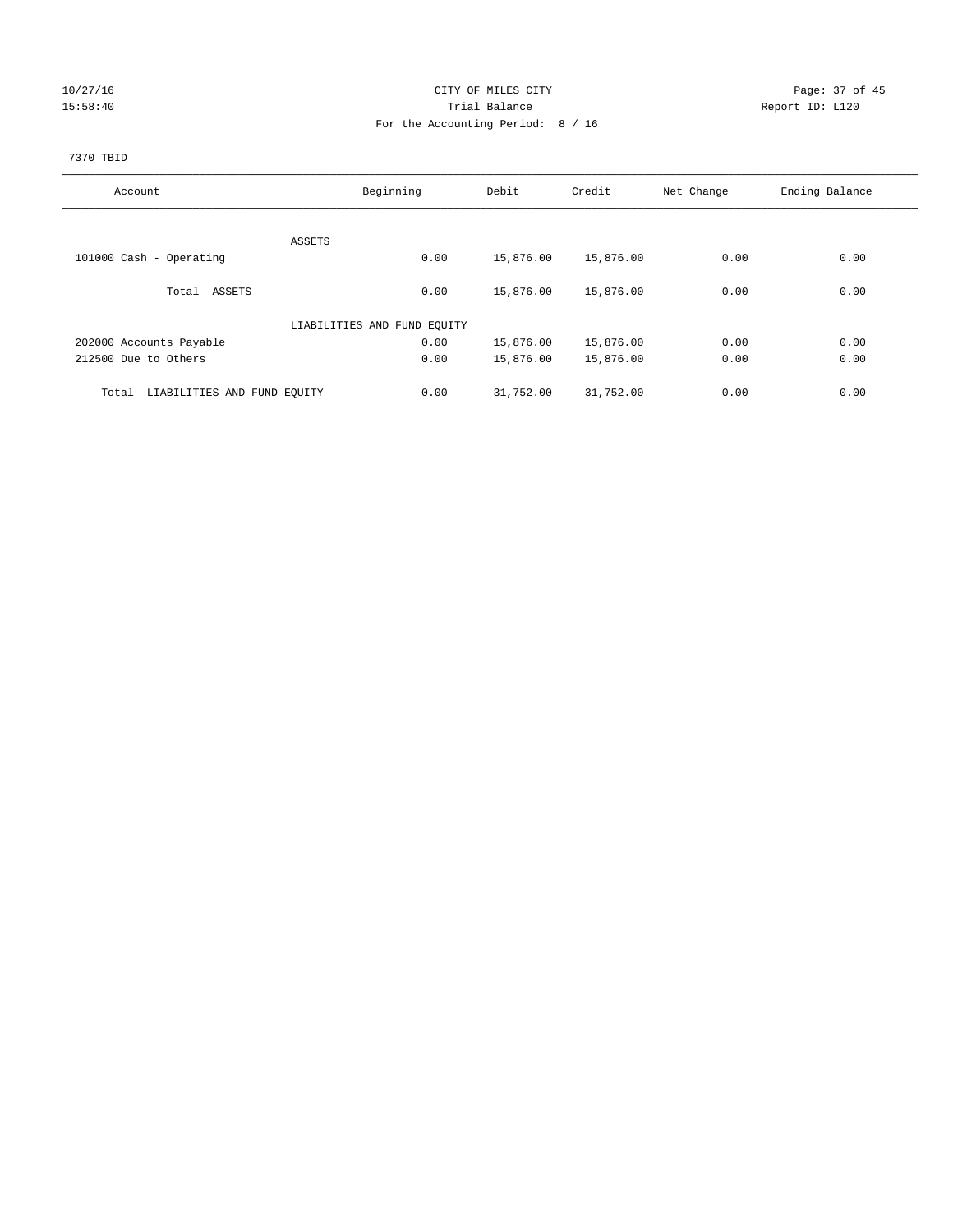CITY OF MILES CITY

Trial Balance

For the Accounting Period: 8 / 16

10/27/16
15:58:40

Report ID: L120

7370 TBID

| Account | Beginning | Debit | Credit | Net Change | Ending Balance |
|---|---|---|---|---|---|
| ASSETS | | | | | |
| 101000 Cash - Operating | 0.00 | 15,876.00 | 15,876.00 | 0.00 | 0.00 |
| Total ASSETS | 0.00 | 15,876.00 | 15,876.00 | 0.00 | 0.00 |
| LIABILITIES AND FUND EQUITY | | | | | |
| 202000 Accounts Payable | 0.00 | 15,876.00 | 15,876.00 | 0.00 | 0.00 |
| 212500 Due to Others | 0.00 | 15,876.00 | 15,876.00 | 0.00 | 0.00 |
| Total LIABILITIES AND FUND EQUITY | 0.00 | 31,752.00 | 31,752.00 | 0.00 | 0.00 |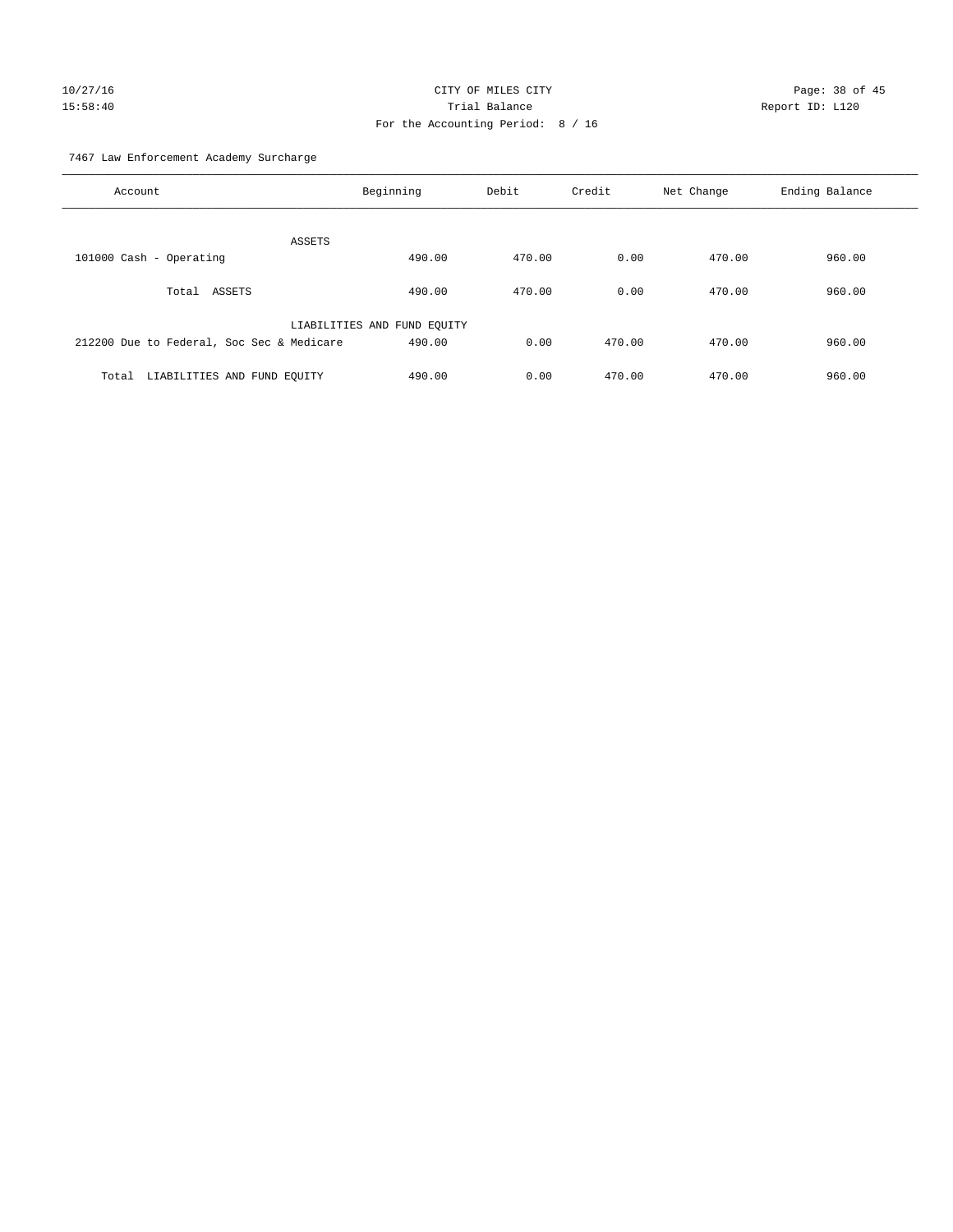CITY OF MILES CITY
Trial Balance
For the Accounting Period: 8 / 16

10/27/16
15:58:40

Report ID: L120

7467 Law Enforcement Academy Surcharge

| Account | Beginning | Debit | Credit | Net Change | Ending Balance |
|---|---|---|---|---|---|
| ASSETS | | | | | |
| 101000 Cash - Operating | 490.00 | 470.00 | 0.00 | 470.00 | 960.00 |
| Total ASSETS | 490.00 | 470.00 | 0.00 | 470.00 | 960.00 |
| LIABILITIES AND FUND EQUITY | | | | | |
| 212200 Due to Federal, Soc Sec & Medicare | 490.00 | 0.00 | 470.00 | 470.00 | 960.00 |
| Total LIABILITIES AND FUND EQUITY | 490.00 | 0.00 | 470.00 | 470.00 | 960.00 |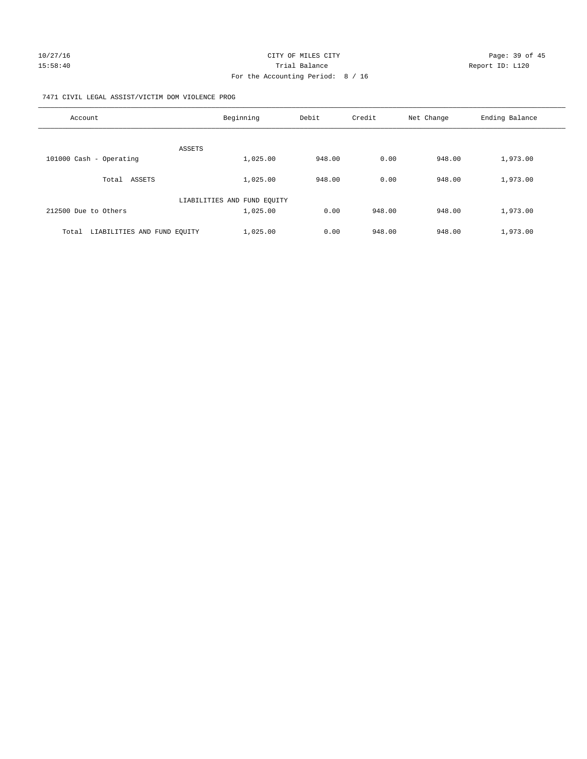CITY OF MILES CITY
Trial Balance
For the Accounting Period: 8 / 16

7471 CIVIL LEGAL ASSIST/VICTIM DOM VIOLENCE PROG

| Account | Beginning | Debit | Credit | Net Change | Ending Balance |
|---|---|---|---|---|---|
| ASSETS | | | | | |
| 101000 Cash - Operating | 1,025.00 | 948.00 | 0.00 | 948.00 | 1,973.00 |
| Total ASSETS | 1,025.00 | 948.00 | 0.00 | 948.00 | 1,973.00 |
| LIABILITIES AND FUND EQUITY | | | | | |
| 212500 Due to Others | 1,025.00 | 0.00 | 948.00 | 948.00 | 1,973.00 |
| Total LIABILITIES AND FUND EQUITY | 1,025.00 | 0.00 | 948.00 | 948.00 | 1,973.00 |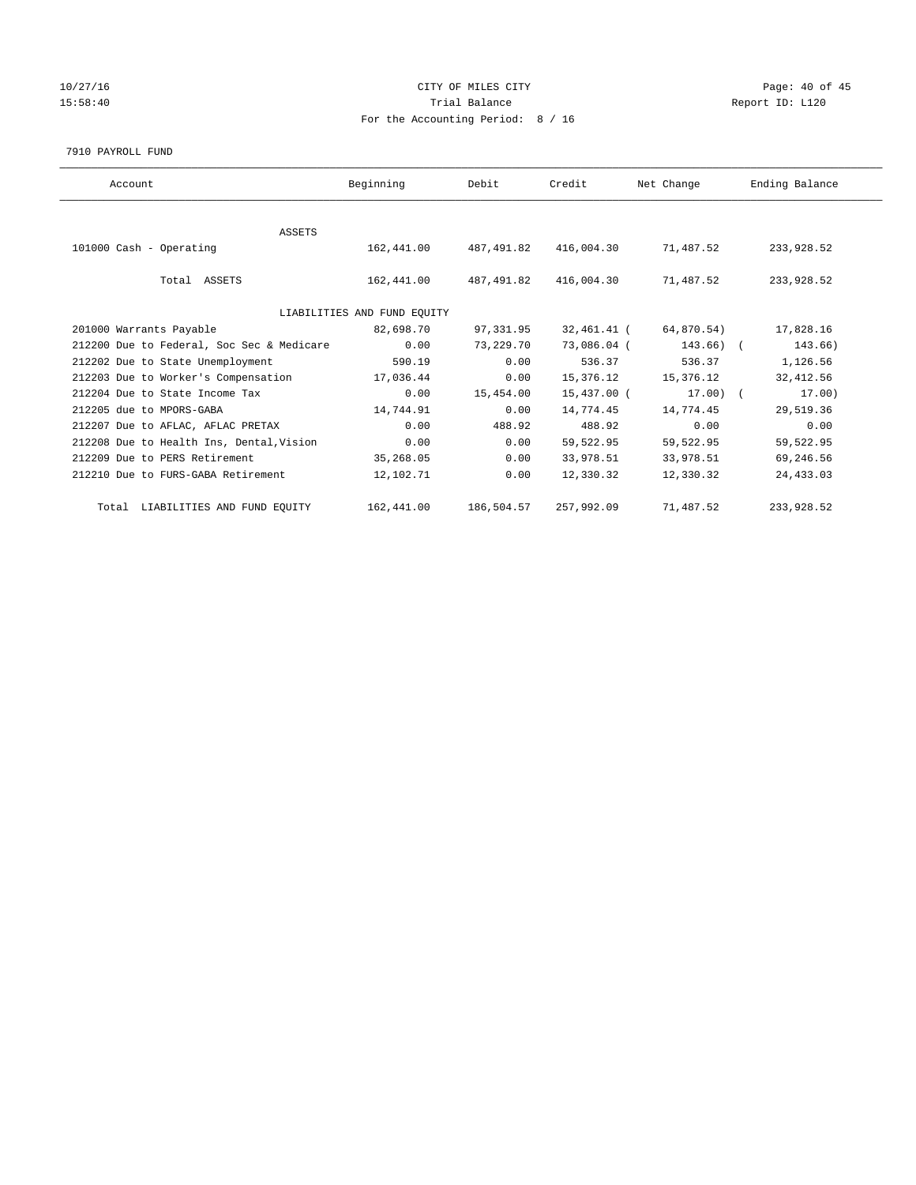CITY OF MILES CITY

Trial Balance

For the Accounting Period: 8 / 16

10/27/16 15:58:40 Report ID: L120

7910 PAYROLL FUND

| Account | Beginning | Debit | Credit | Net Change | Ending Balance |
|---|---|---|---|---|---|
| ASSETS | | | | | |
| 101000 Cash - Operating | 162,441.00 | 487,491.82 | 416,004.30 | 71,487.52 | 233,928.52 |
| Total ASSETS | 162,441.00 | 487,491.82 | 416,004.30 | 71,487.52 | 233,928.52 |
| LIABILITIES AND FUND EQUITY | | | | | |
| 201000 Warrants Payable | 82,698.70 | 97,331.95 | 32,461.41 | ( 64,870.54) | 17,828.16 |
| 212200 Due to Federal, Soc Sec & Medicare | 0.00 | 73,229.70 | 73,086.04 | ( 143.66) | ( 143.66) |
| 212202 Due to State Unemployment | 590.19 | 0.00 | 536.37 | 536.37 | 1,126.56 |
| 212203 Due to Worker's Compensation | 17,036.44 | 0.00 | 15,376.12 | 15,376.12 | 32,412.56 |
| 212204 Due to State Income Tax | 0.00 | 15,454.00 | 15,437.00 | ( 17.00) | ( 17.00) |
| 212205 due to MPORS-GABA | 14,744.91 | 0.00 | 14,774.45 | 14,774.45 | 29,519.36 |
| 212207 Due to AFLAC, AFLAC PRETAX | 0.00 | 488.92 | 488.92 | 0.00 | 0.00 |
| 212208 Due to Health Ins, Dental,Vision | 0.00 | 0.00 | 59,522.95 | 59,522.95 | 59,522.95 |
| 212209 Due to PERS Retirement | 35,268.05 | 0.00 | 33,978.51 | 33,978.51 | 69,246.56 |
| 212210 Due to FURS-GABA Retirement | 12,102.71 | 0.00 | 12,330.32 | 12,330.32 | 24,433.03 |
| Total LIABILITIES AND FUND EQUITY | 162,441.00 | 186,504.57 | 257,992.09 | 71,487.52 | 233,928.52 |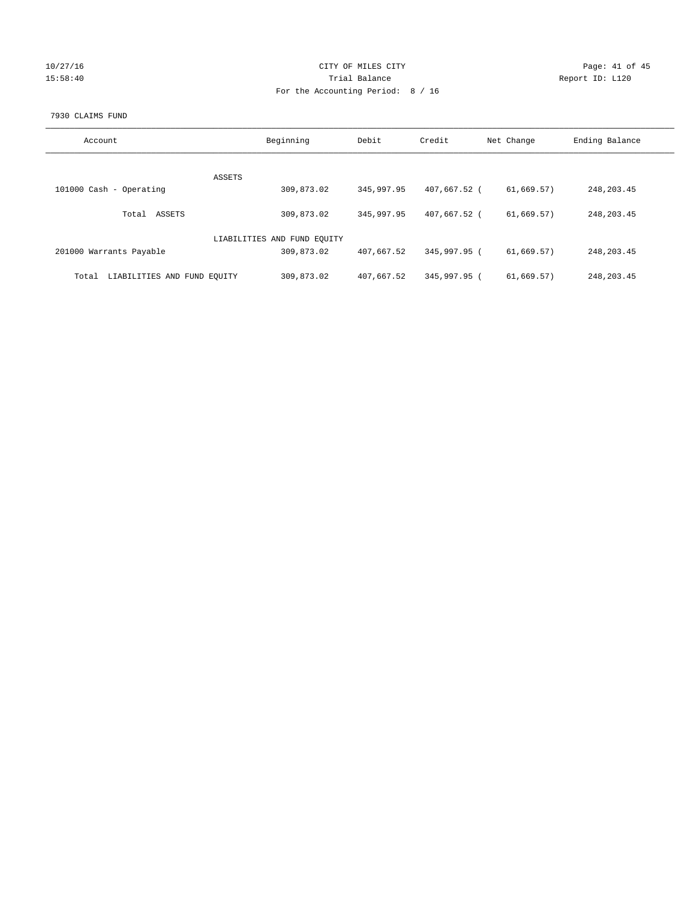CITY OF MILES CITY
Trial Balance
For the Accounting Period: 8 / 16

Report ID: L120

10/27/16
15:58:40

7930 CLAIMS FUND

| Account | Beginning | Debit | Credit | Net Change | Ending Balance |
|---|---|---|---|---|---|
| ASSETS | | | | | |
| 101000 Cash - Operating | 309,873.02 | 345,997.95 | 407,667.52 | ( 61,669.57) | 248,203.45 |
| Total ASSETS | 309,873.02 | 345,997.95 | 407,667.52 | ( 61,669.57) | 248,203.45 |
| LIABILITIES AND FUND EQUITY | | | | | |
| 201000 Warrants Payable | 309,873.02 | 407,667.52 | 345,997.95 | ( 61,669.57) | 248,203.45 |
| Total LIABILITIES AND FUND EQUITY | 309,873.02 | 407,667.52 | 345,997.95 | ( 61,669.57) | 248,203.45 |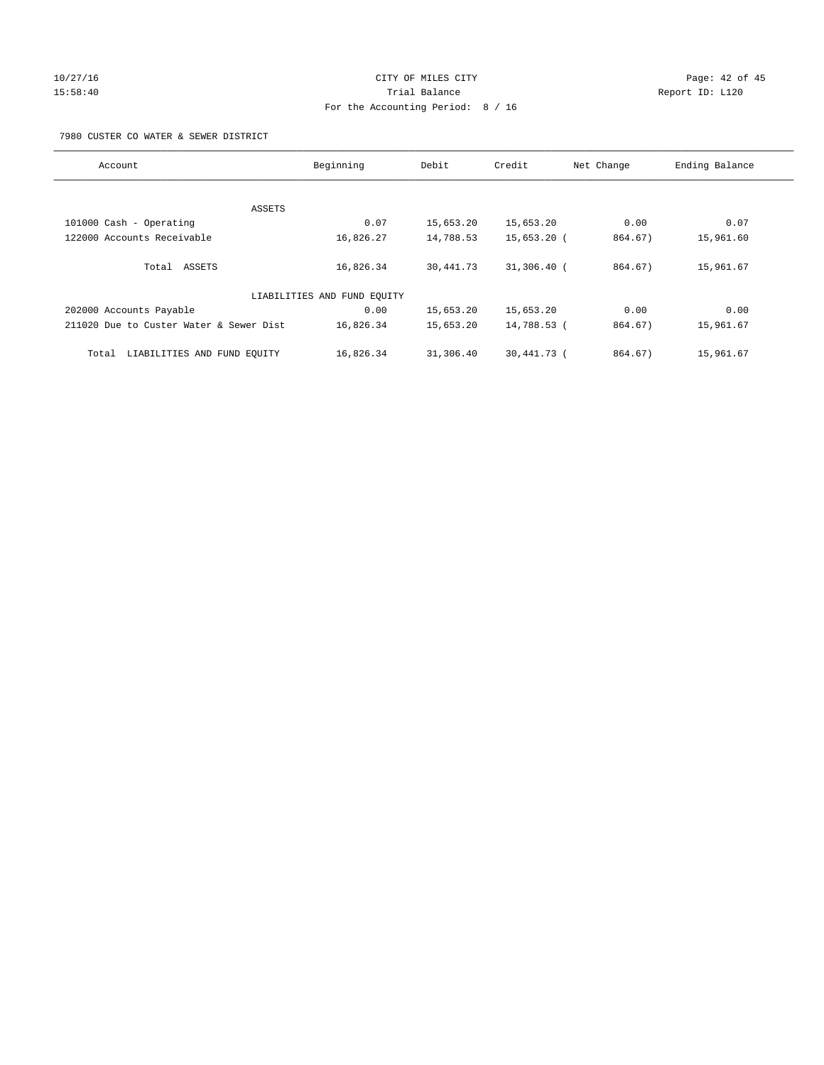CITY OF MILES CITY
Trial Balance
For the Accounting Period: 8 / 16

10/27/16
15:58:40

Report ID: L120

7980 CUSTER CO WATER & SEWER DISTRICT

| Account | Beginning | Debit | Credit | Net Change | Ending Balance |
|---|---|---|---|---|---|
| ASSETS | | | | | |
| 101000 Cash - Operating | 0.07 | 15,653.20 | 15,653.20 | 0.00 | 0.07 |
| 122000 Accounts Receivable | 16,826.27 | 14,788.53 | 15,653.20 | ( 864.67) | 15,961.60 |
| Total ASSETS | 16,826.34 | 30,441.73 | 31,306.40 | ( 864.67) | 15,961.67 |
| LIABILITIES AND FUND EQUITY | | | | | |
| 202000 Accounts Payable | 0.00 | 15,653.20 | 15,653.20 | 0.00 | 0.00 |
| 211020 Due to Custer Water & Sewer Dist | 16,826.34 | 15,653.20 | 14,788.53 | ( 864.67) | 15,961.67 |
| Total LIABILITIES AND FUND EQUITY | 16,826.34 | 31,306.40 | 30,441.73 | ( 864.67) | 15,961.67 |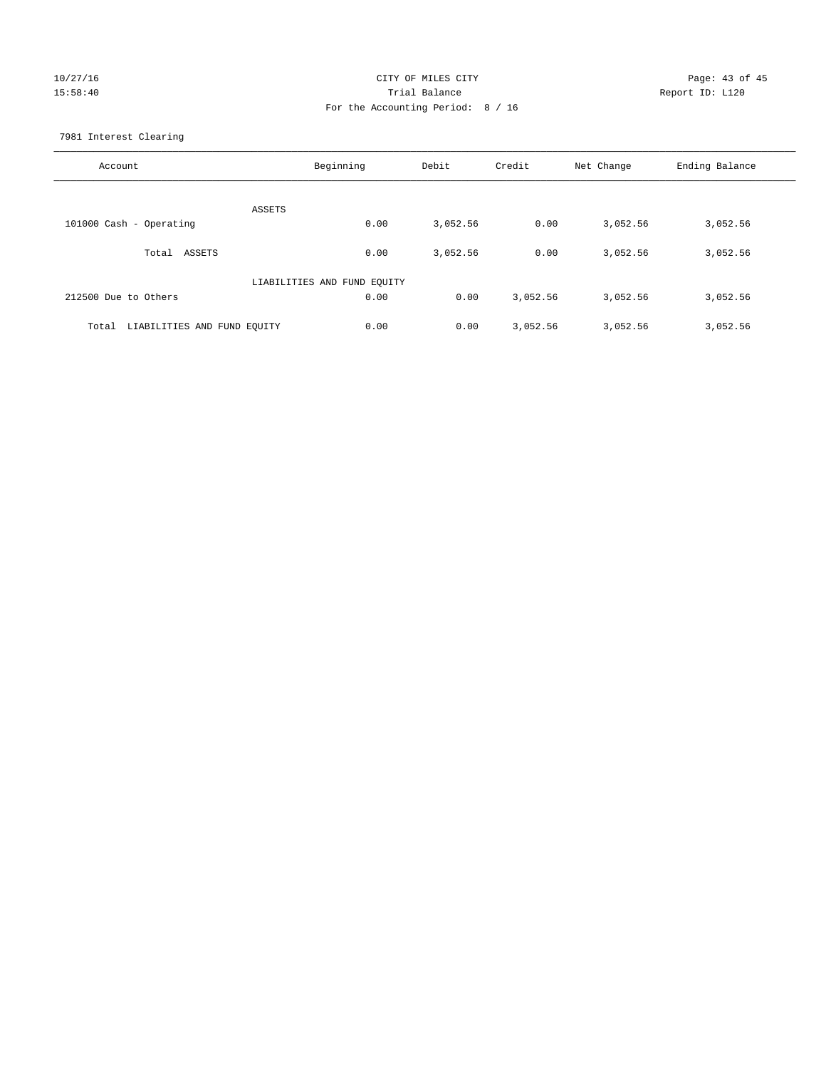CITY OF MILES CITY
Trial Balance
For the Accounting Period: 8 / 16

10/27/16
15:58:40

Report ID: L120

7981 Interest Clearing

| Account | Beginning | Debit | Credit | Net Change | Ending Balance |
|---|---|---|---|---|---|
| ASSETS | | | | | |
| 101000 Cash - Operating | 0.00 | 3,052.56 | 0.00 | 3,052.56 | 3,052.56 |
| Total ASSETS | 0.00 | 3,052.56 | 0.00 | 3,052.56 | 3,052.56 |
| LIABILITIES AND FUND EQUITY | | | | | |
| 212500 Due to Others | 0.00 | 0.00 | 3,052.56 | 3,052.56 | 3,052.56 |
| Total LIABILITIES AND FUND EQUITY | 0.00 | 0.00 | 3,052.56 | 3,052.56 | 3,052.56 |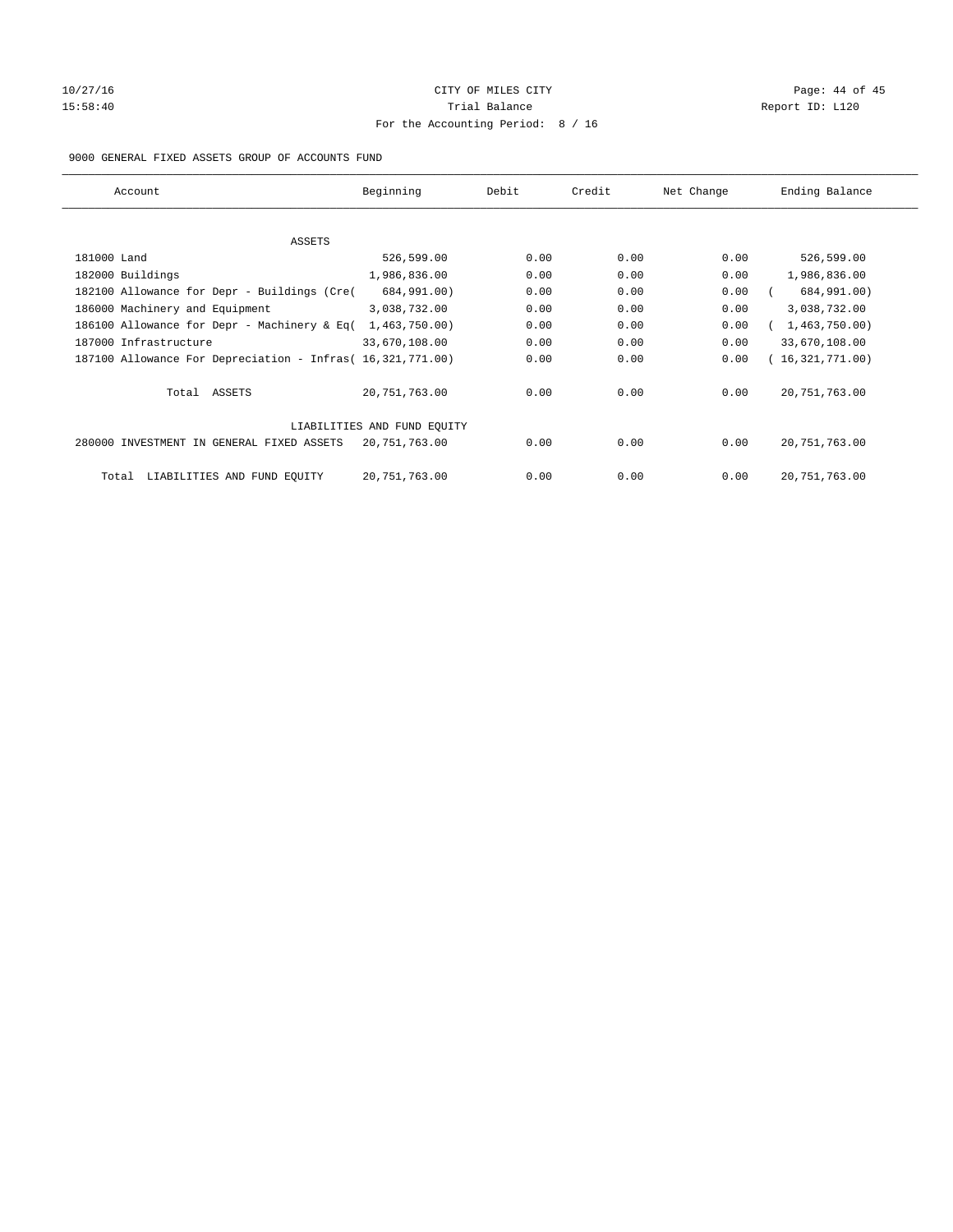10/27/16 CITY OF MILES CITY
15:58:40 Trial Balance Report ID: L120
For the Accounting Period: 8 / 16

9000 GENERAL FIXED ASSETS GROUP OF ACCOUNTS FUND

| Account | Beginning | Debit | Credit | Net Change | Ending Balance |
|---|---|---|---|---|---|
| ASSETS | | | | | |
| 181000 Land | 526,599.00 | 0.00 | 0.00 | 0.00 | 526,599.00 |
| 182000 Buildings | 1,986,836.00 | 0.00 | 0.00 | 0.00 | 1,986,836.00 |
| 182100 Allowance for Depr - Buildings (Cre( | 684,991.00) | 0.00 | 0.00 | 0.00 | ( 684,991.00) |
| 186000 Machinery and Equipment | 3,038,732.00 | 0.00 | 0.00 | 0.00 | 3,038,732.00 |
| 186100 Allowance for Depr - Machinery & Eq( | 1,463,750.00) | 0.00 | 0.00 | 0.00 | ( 1,463,750.00) |
| 187000 Infrastructure | 33,670,108.00 | 0.00 | 0.00 | 0.00 | 33,670,108.00 |
| 187100 Allowance For Depreciation - Infras( | 16,321,771.00) | 0.00 | 0.00 | 0.00 | ( 16,321,771.00) |
| Total ASSETS | 20,751,763.00 | 0.00 | 0.00 | 0.00 | 20,751,763.00 |
| LIABILITIES AND FUND EQUITY | | | | | |
| 280000 INVESTMENT IN GENERAL FIXED ASSETS | 20,751,763.00 | 0.00 | 0.00 | 0.00 | 20,751,763.00 |
| Total LIABILITIES AND FUND EQUITY | 20,751,763.00 | 0.00 | 0.00 | 0.00 | 20,751,763.00 |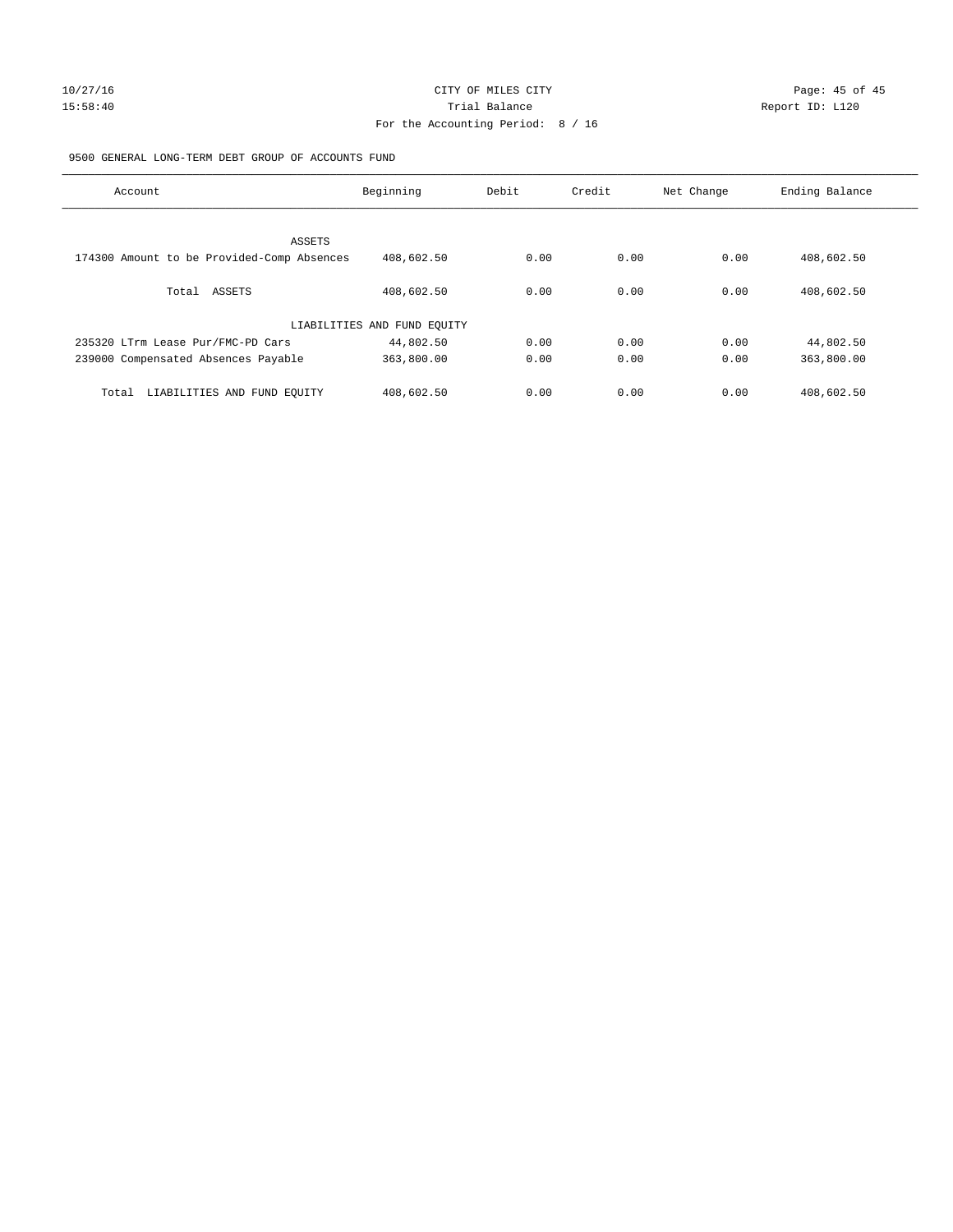CITY OF MILES CITY
Trial Balance
For the Accounting Period: 8 / 16

10/27/16 15:58:40 Report ID: L120

9500 GENERAL LONG-TERM DEBT GROUP OF ACCOUNTS FUND

| Account | Beginning | Debit | Credit | Net Change | Ending Balance |
|---|---|---|---|---|---|
| ASSETS | | | | | |
| 174300 Amount to be Provided-Comp Absences | 408,602.50 | 0.00 | 0.00 | 0.00 | 408,602.50 |
| Total ASSETS | 408,602.50 | 0.00 | 0.00 | 0.00 | 408,602.50 |
| LIABILITIES AND FUND EQUITY | | | | | |
| 235320 LTrm Lease Pur/FMC-PD Cars | 44,802.50 | 0.00 | 0.00 | 0.00 | 44,802.50 |
| 239000 Compensated Absences Payable | 363,800.00 | 0.00 | 0.00 | 0.00 | 363,800.00 |
| Total LIABILITIES AND FUND EQUITY | 408,602.50 | 0.00 | 0.00 | 0.00 | 408,602.50 |